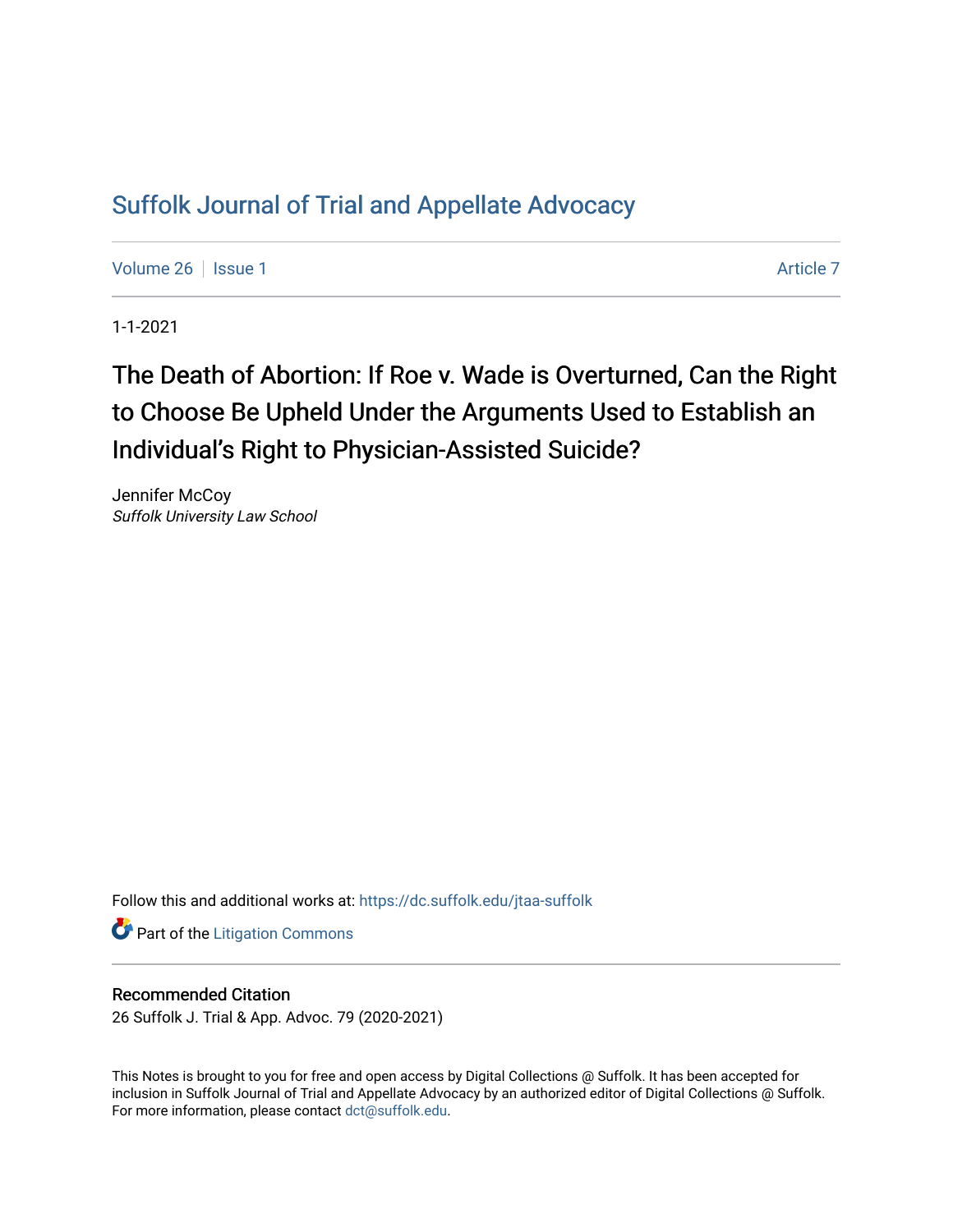# Suffolk Journal of Trial and Appellate Advocacy

Volume 26 | Issue 1 | Article 7

1-1-2021

## The Death of Abortion: If Roe v. Wade is Overturned, Can the Right to Choose Be Upheld Under the Arguments Used to Establish an Individual's Right to Physician-Assisted Suicide?

Jennifer McCoy
*Suffolk University Law School*

Follow this and additional works at: https://dc.suffolk.edu/jtaa-suffolk

Part of the Litigation Commons

### Recommended Citation

26 Suffolk J. Trial & App. Advoc. 79 (2020-2021)

This Notes is brought to you for free and open access by Digital Collections @ Suffolk. It has been accepted for inclusion in Suffolk Journal of Trial and Appellate Advocacy by an authorized editor of Digital Collections @ Suffolk. For more information, please contact dct@suffolk.edu.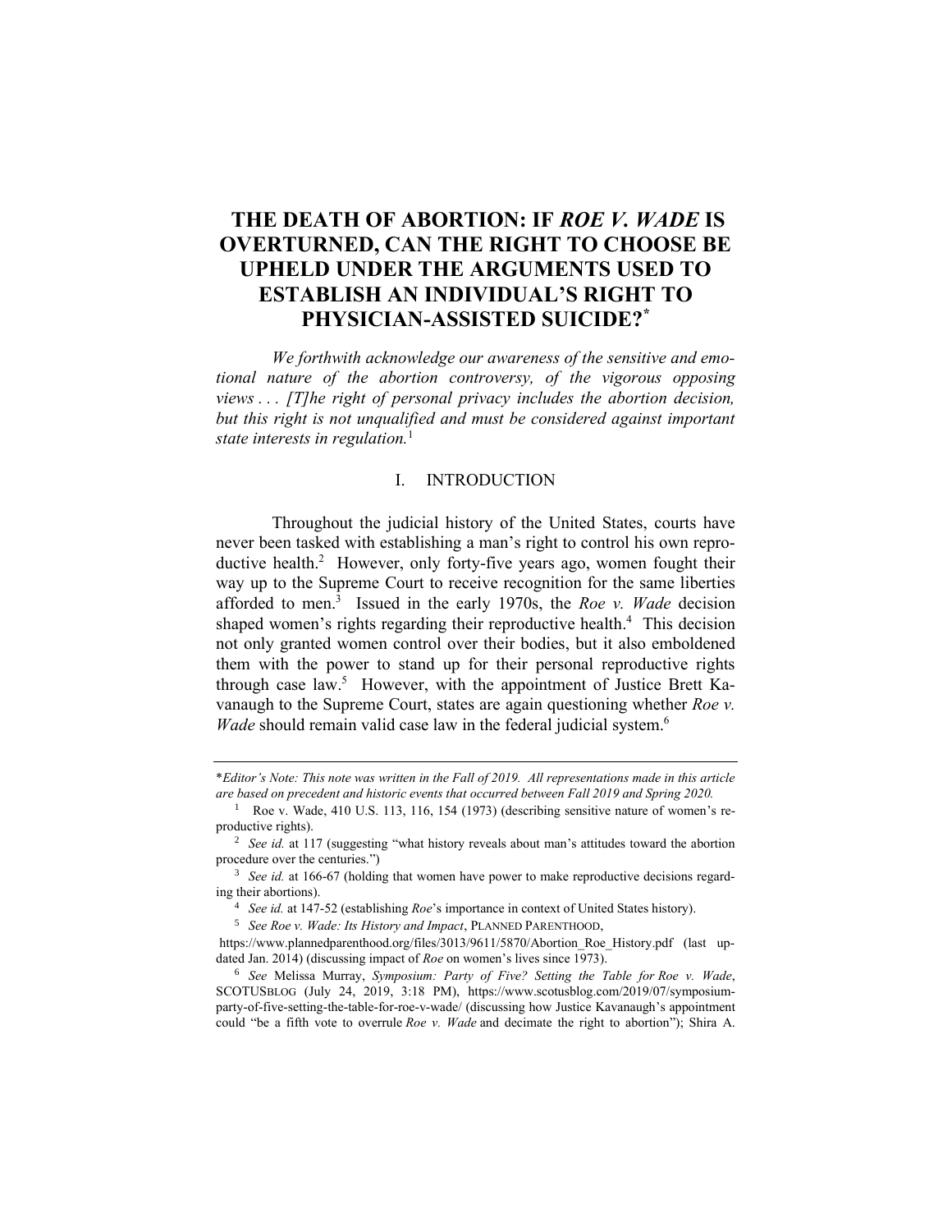# THE DEATH OF ABORTION: IF *ROE V. WADE* IS OVERTURNED, CAN THE RIGHT TO CHOOSE BE UPHELD UNDER THE ARGUMENTS USED TO ESTABLISH AN INDIVIDUAL'S RIGHT TO PHYSICIAN-ASSISTED SUICIDE?[*]

*We forthwith acknowledge our awareness of the sensitive and emotional nature of the abortion controversy, of the vigorous opposing views . . . [T]he right of personal privacy includes the abortion decision, but this right is not unqualified and must be considered against important state interests in regulation.*[1]

## I. INTRODUCTION

Throughout the judicial history of the United States, courts have never been tasked with establishing a man's right to control his own reproductive health.[2] However, only forty-five years ago, women fought their way up to the Supreme Court to receive recognition for the same liberties afforded to men.[3] Issued in the early 1970s, the *Roe v. Wade* decision shaped women's rights regarding their reproductive health.[4] This decision not only granted women control over their bodies, but it also emboldened them with the power to stand up for their personal reproductive rights through case law.[5] However, with the appointment of Justice Brett Kavanaugh to the Supreme Court, states are again questioning whether *Roe v. Wade* should remain valid case law in the federal judicial system.[6]

---

*\*Editor's Note: This note was written in the Fall of 2019. All representations made in this article are based on precedent and historic events that occurred between Fall 2019 and Spring 2020.*

[1] Roe v. Wade, 410 U.S. 113, 116, 154 (1973) (describing sensitive nature of women's reproductive rights).

[2] *See id.* at 117 (suggesting "what history reveals about man's attitudes toward the abortion procedure over the centuries.")

[3] *See id.* at 166-67 (holding that women have power to make reproductive decisions regarding their abortions).

[4] *See id.* at 147-52 (establishing *Roe*'s importance in context of United States history).

[5] *See Roe v. Wade: Its History and Impact*, PLANNED PARENTHOOD, https://www.plannedparenthood.org/files/3013/9611/5870/Abortion_Roe_History.pdf (last updated Jan. 2014) (discussing impact of *Roe* on women's lives since 1973).

[6] *See* Melissa Murray, *Symposium: Party of Five? Setting the Table for Roe v. Wade*, SCOTUSBLOG (July 24, 2019, 3:18 PM), https://www.scotusblog.com/2019/07/symposium-party-of-five-setting-the-table-for-roe-v-wade/ (discussing how Justice Kavanaugh's appointment could "be a fifth vote to overrule *Roe v. Wade* and decimate the right to abortion"); Shira A.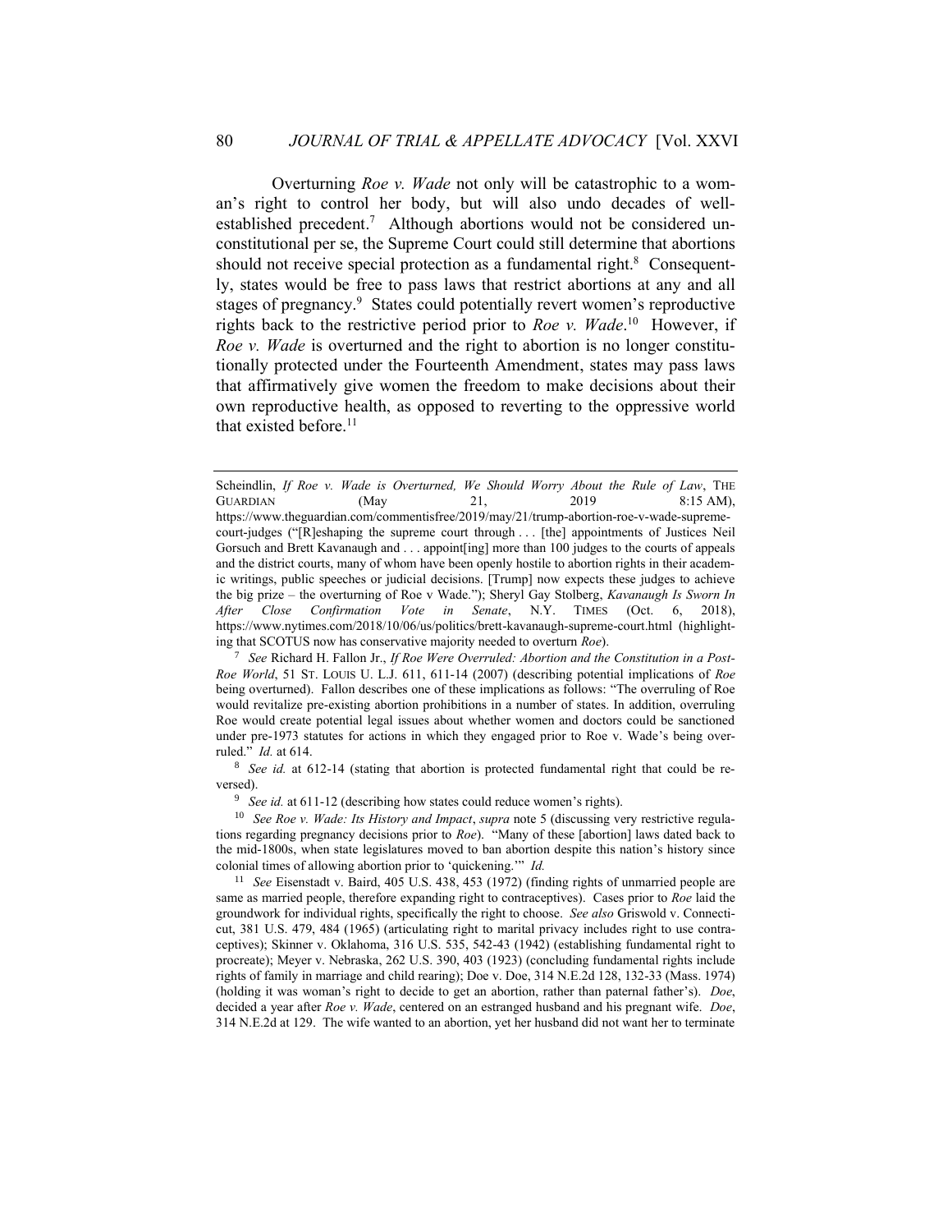Overturning *Roe v. Wade* not only will be catastrophic to a woman's right to control her body, but will also undo decades of well-established precedent.[7] Although abortions would not be considered unconstitutional per se, the Supreme Court could still determine that abortions should not receive special protection as a fundamental right.[8] Consequently, states would be free to pass laws that restrict abortions at any and all stages of pregnancy.[9] States could potentially revert women's reproductive rights back to the restrictive period prior to *Roe v. Wade*.[10] However, if *Roe v. Wade* is overturned and the right to abortion is no longer constitutionally protected under the Fourteenth Amendment, states may pass laws that affirmatively give women the freedom to make decisions about their own reproductive health, as opposed to reverting to the oppressive world that existed before.[11]

---

Scheindlin, *If Roe v. Wade is Overturned, We Should Worry About the Rule of Law*, THE GUARDIAN (May 21, 2019 8:15 AM), https://www.theguardian.com/commentisfree/2019/may/21/trump-abortion-roe-v-wade-supreme-court-judges ("[R]eshaping the supreme court through . . . [the] appointments of Justices Neil Gorsuch and Brett Kavanaugh and . . . appoint[ing] more than 100 judges to the courts of appeals and the district courts, many of whom have been openly hostile to abortion rights in their academic writings, public speeches or judicial decisions. [Trump] now expects these judges to achieve the big prize – the overturning of Roe v Wade."); Sheryl Gay Stolberg, *Kavanaugh Is Sworn In After Close Confirmation Vote in Senate*, N.Y. TIMES (Oct. 6, 2018), https://www.nytimes.com/2018/10/06/us/politics/brett-kavanaugh-supreme-court.html (highlighting that SCOTUS now has conservative majority needed to overturn *Roe*).

[7] *See* Richard H. Fallon Jr., *If Roe Were Overruled: Abortion and the Constitution in a Post-Roe World*, 51 ST. LOUIS U. L.J. 611, 611-14 (2007) (describing potential implications of *Roe* being overturned). Fallon describes one of these implications as follows: "The overruling of Roe would revitalize pre-existing abortion prohibitions in a number of states. In addition, overruling Roe would create potential legal issues about whether women and doctors could be sanctioned under pre-1973 statutes for actions in which they engaged prior to Roe v. Wade's being overruled." *Id.* at 614.

[8] *See id.* at 612-14 (stating that abortion is protected fundamental right that could be reversed).

[9] *See id.* at 611-12 (describing how states could reduce women's rights).

[10] *See Roe v. Wade: Its History and Impact*, *supra* note 5 (discussing very restrictive regulations regarding pregnancy decisions prior to *Roe*). "Many of these [abortion] laws dated back to the mid-1800s, when state legislatures moved to ban abortion despite this nation's history since colonial times of allowing abortion prior to 'quickening.'" *Id.*

[11] *See* Eisenstadt v. Baird, 405 U.S. 438, 453 (1972) (finding rights of unmarried people are same as married people, therefore expanding right to contraceptives). Cases prior to *Roe* laid the groundwork for individual rights, specifically the right to choose. *See also* Griswold v. Connecticut, 381 U.S. 479, 484 (1965) (articulating right to marital privacy includes right to use contraceptives); Skinner v. Oklahoma, 316 U.S. 535, 542-43 (1942) (establishing fundamental right to procreate); Meyer v. Nebraska, 262 U.S. 390, 403 (1923) (concluding fundamental rights include rights of family in marriage and child rearing); Doe v. Doe, 314 N.E.2d 128, 132-33 (Mass. 1974) (holding it was woman's right to decide to get an abortion, rather than paternal father's). *Doe*, decided a year after *Roe v. Wade*, centered on an estranged husband and his pregnant wife. *Doe*, 314 N.E.2d at 129. The wife wanted to an abortion, yet her husband did not want her to terminate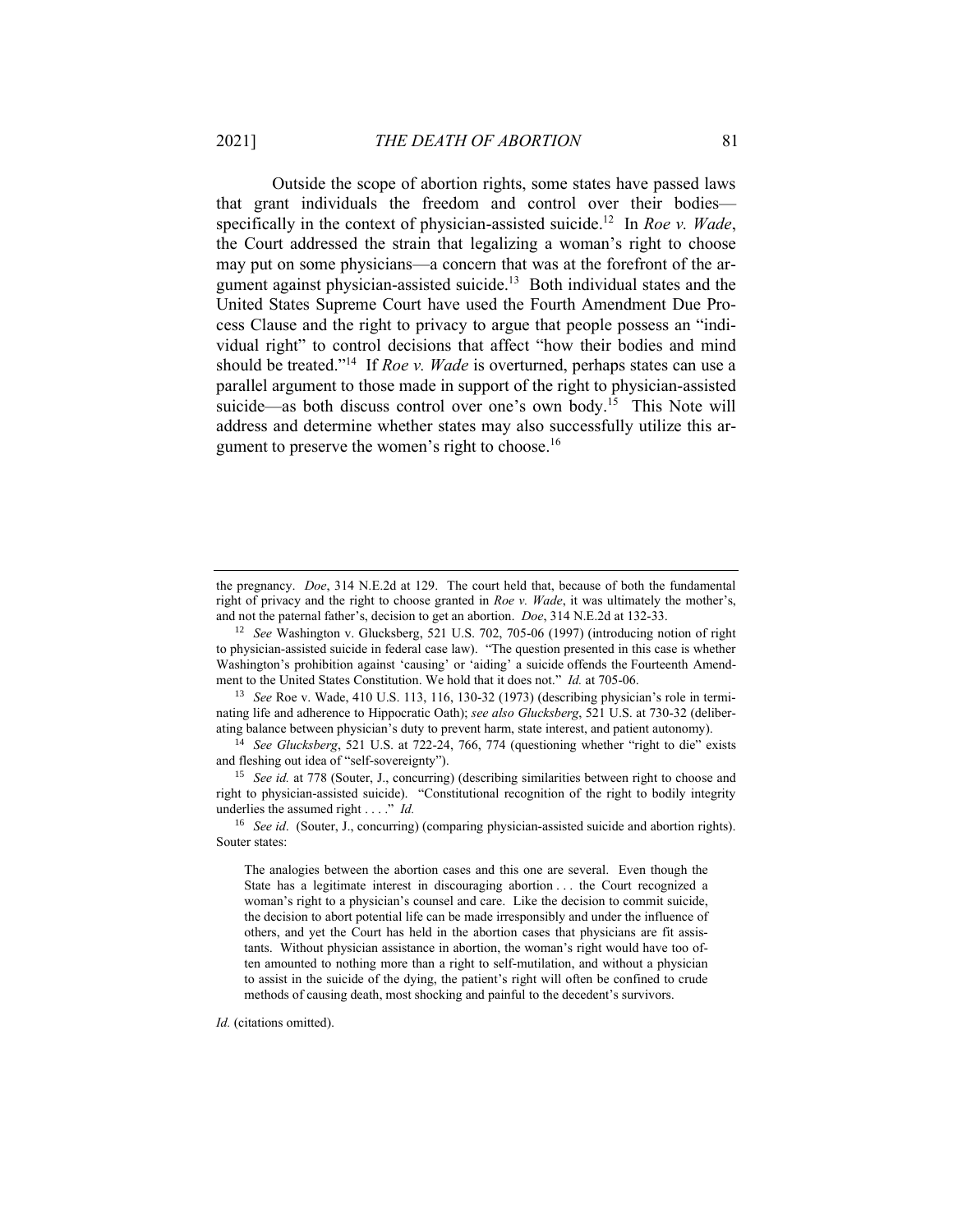Outside the scope of abortion rights, some states have passed laws that grant individuals the freedom and control over their bodies—specifically in the context of physician-assisted suicide.[12] In *Roe v. Wade*, the Court addressed the strain that legalizing a woman's right to choose may put on some physicians—a concern that was at the forefront of the argument against physician-assisted suicide.[13] Both individual states and the United States Supreme Court have used the Fourth Amendment Due Process Clause and the right to privacy to argue that people possess an "individual right" to control decisions that affect "how their bodies and mind should be treated."[14] If *Roe v. Wade* is overturned, perhaps states can use a parallel argument to those made in support of the right to physician-assisted suicide—as both discuss control over one's own body.[15] This Note will address and determine whether states may also successfully utilize this argument to preserve the women's right to choose.[16]

---

the pregnancy. *Doe*, 314 N.E.2d at 129. The court held that, because of both the fundamental right of privacy and the right to choose granted in *Roe v. Wade*, it was ultimately the mother's, and not the paternal father's, decision to get an abortion. *Doe*, 314 N.E.2d at 132-33.

[12] *See* Washington v. Glucksberg, 521 U.S. 702, 705-06 (1997) (introducing notion of right to physician-assisted suicide in federal case law). "The question presented in this case is whether Washington's prohibition against 'causing' or 'aiding' a suicide offends the Fourteenth Amendment to the United States Constitution. We hold that it does not." *Id.* at 705-06.

[13] *See* Roe v. Wade, 410 U.S. 113, 116, 130-32 (1973) (describing physician's role in terminating life and adherence to Hippocratic Oath); *see also Glucksberg*, 521 U.S. at 730-32 (deliberating balance between physician's duty to prevent harm, state interest, and patient autonomy).

[14] *See Glucksberg*, 521 U.S. at 722-24, 766, 774 (questioning whether "right to die" exists and fleshing out idea of "self-sovereignty").

[15] *See id.* at 778 (Souter, J., concurring) (describing similarities between right to choose and right to physician-assisted suicide). "Constitutional recognition of the right to bodily integrity underlies the assumed right . . . ." *Id.*

[16] *See id*. (Souter, J., concurring) (comparing physician-assisted suicide and abortion rights). Souter states:

> The analogies between the abortion cases and this one are several. Even though the State has a legitimate interest in discouraging abortion . . . the Court recognized a woman's right to a physician's counsel and care. Like the decision to commit suicide, the decision to abort potential life can be made irresponsibly and under the influence of others, and yet the Court has held in the abortion cases that physicians are fit assistants. Without physician assistance in abortion, the woman's right would have too often amounted to nothing more than a right to self-mutilation, and without a physician to assist in the suicide of the dying, the patient's right will often be confined to crude methods of causing death, most shocking and painful to the decedent's survivors.

*Id.* (citations omitted).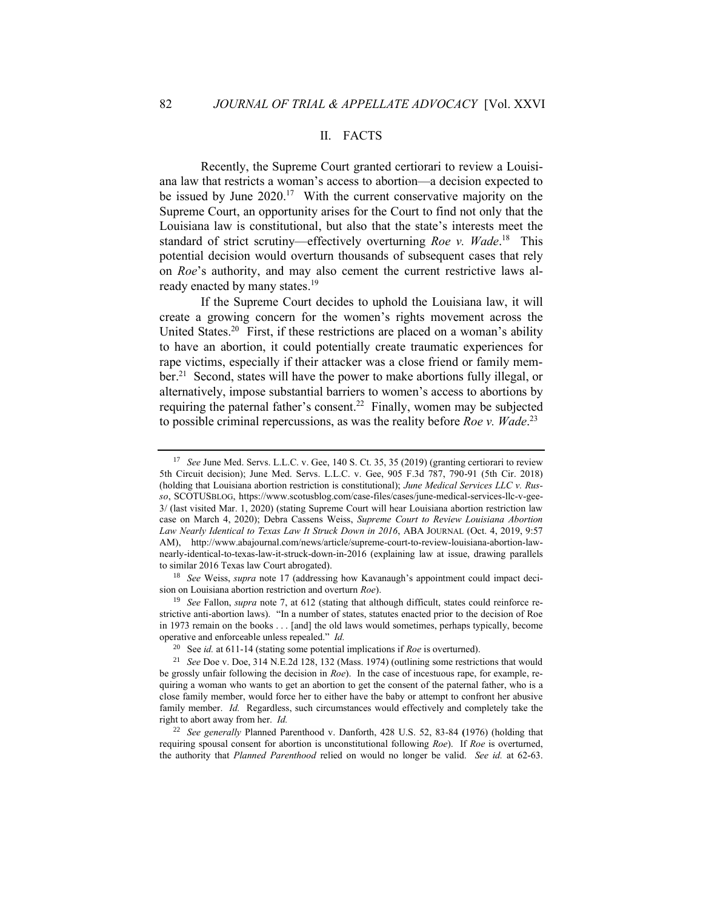## II. FACTS

Recently, the Supreme Court granted certiorari to review a Louisiana law that restricts a woman's access to abortion—a decision expected to be issued by June 2020.[17] With the current conservative majority on the Supreme Court, an opportunity arises for the Court to find not only that the Louisiana law is constitutional, but also that the state's interests meet the standard of strict scrutiny—effectively overturning *Roe v. Wade*.[18] This potential decision would overturn thousands of subsequent cases that rely on *Roe*'s authority, and may also cement the current restrictive laws already enacted by many states.[19]

If the Supreme Court decides to uphold the Louisiana law, it will create a growing concern for the women's rights movement across the United States.[20] First, if these restrictions are placed on a woman's ability to have an abortion, it could potentially create traumatic experiences for rape victims, especially if their attacker was a close friend or family member.[21] Second, states will have the power to make abortions fully illegal, or alternatively, impose substantial barriers to women's access to abortions by requiring the paternal father's consent.[22] Finally, women may be subjected to possible criminal repercussions, as was the reality before *Roe v. Wade*.[23]

---

[17] *See* June Med. Servs. L.L.C. v. Gee, 140 S. Ct. 35, 35 (2019) (granting certiorari to review 5th Circuit decision); June Med. Servs. L.L.C. v. Gee, 905 F.3d 787, 790-91 (5th Cir. 2018) (holding that Louisiana abortion restriction is constitutional); *June Medical Services LLC v. Russo*, SCOTUSBLOG, https://www.scotusblog.com/case-files/cases/june-medical-services-llc-v-gee-3/ (last visited Mar. 1, 2020) (stating Supreme Court will hear Louisiana abortion restriction law case on March 4, 2020); Debra Cassens Weiss, *Supreme Court to Review Louisiana Abortion Law Nearly Identical to Texas Law It Struck Down in 2016*, ABA JOURNAL (Oct. 4, 2019, 9:57 AM), http://www.abajournal.com/news/article/supreme-court-to-review-louisiana-abortion-law-nearly-identical-to-texas-law-it-struck-down-in-2016 (explaining law at issue, drawing parallels to similar 2016 Texas law Court abrogated).

[18] *See* Weiss, *supra* note 17 (addressing how Kavanaugh's appointment could impact decision on Louisiana abortion restriction and overturn *Roe*).

[19] *See* Fallon, *supra* note 7, at 612 (stating that although difficult, states could reinforce restrictive anti-abortion laws). "In a number of states, statutes enacted prior to the decision of Roe in 1973 remain on the books . . . [and] the old laws would sometimes, perhaps typically, become operative and enforceable unless repealed." *Id.*

[20] See *id.* at 611-14 (stating some potential implications if *Roe* is overturned).

[21] *See* Doe v. Doe, 314 N.E.2d 128, 132 (Mass. 1974) (outlining some restrictions that would be grossly unfair following the decision in *Roe*). In the case of incestuous rape, for example, requiring a woman who wants to get an abortion to get the consent of the paternal father, who is a close family member, would force her to either have the baby or attempt to confront her abusive family member. *Id.* Regardless, such circumstances would effectively and completely take the right to abort away from her. *Id.*

[22] *See generally* Planned Parenthood v. Danforth, 428 U.S. 52, 83-84 (1976) (holding that requiring spousal consent for abortion is unconstitutional following *Roe*). If *Roe* is overturned, the authority that *Planned Parenthood* relied on would no longer be valid. *See id.* at 62-63.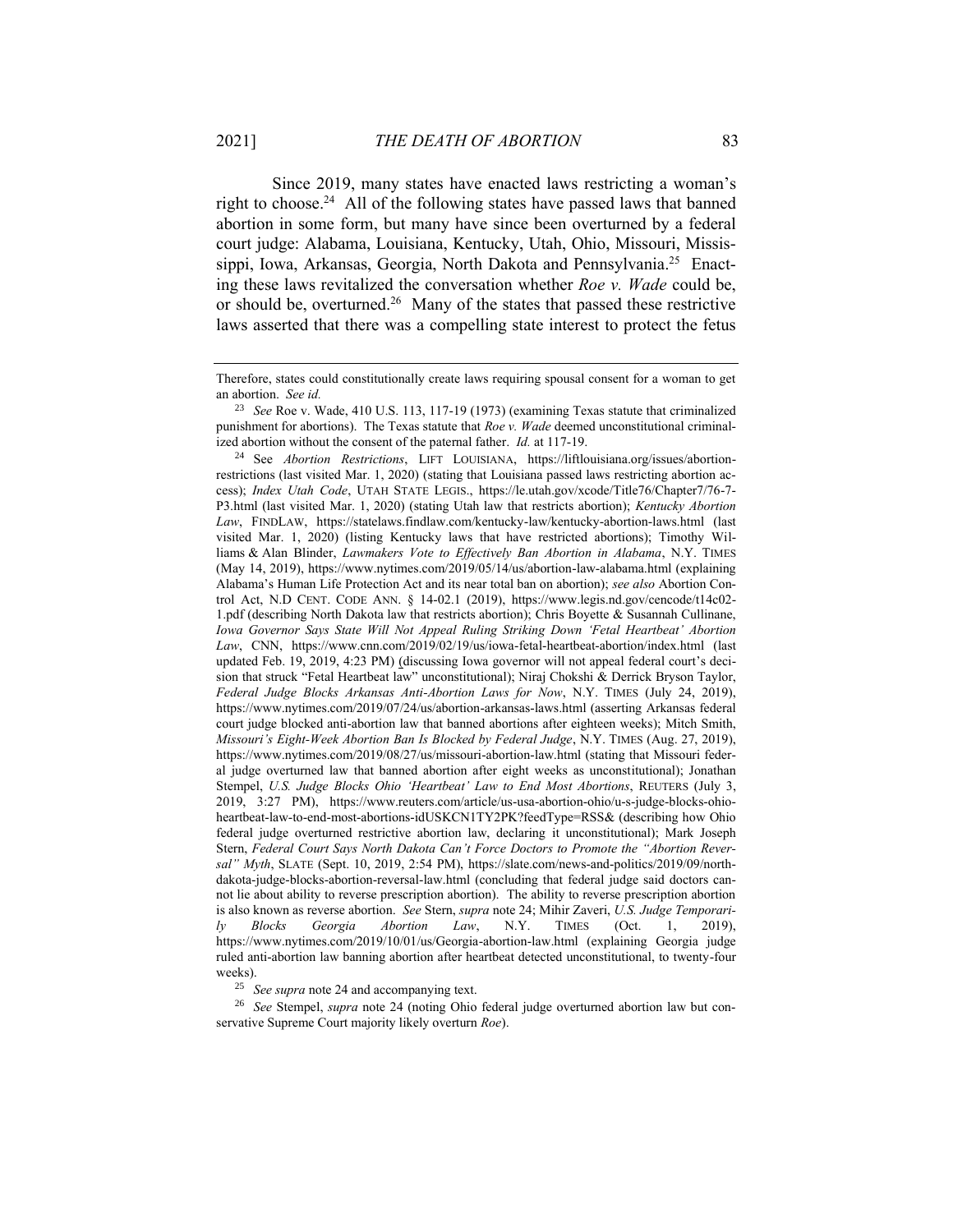Since 2019, many states have enacted laws restricting a woman's right to choose.[24] All of the following states have passed laws that banned abortion in some form, but many have since been overturned by a federal court judge: Alabama, Louisiana, Kentucky, Utah, Ohio, Missouri, Mississippi, Iowa, Arkansas, Georgia, North Dakota and Pennsylvania.[25] Enacting these laws revitalized the conversation whether *Roe v. Wade* could be, or should be, overturned.[26] Many of the states that passed these restrictive laws asserted that there was a compelling state interest to protect the fetus

---

Therefore, states could constitutionally create laws requiring spousal consent for a woman to get an abortion. *See id.*

[23] *See* Roe v. Wade, 410 U.S. 113, 117-19 (1973) (examining Texas statute that criminalized punishment for abortions). The Texas statute that *Roe v. Wade* deemed unconstitutional criminalized abortion without the consent of the paternal father. *Id.* at 117-19.

[24] See *Abortion Restrictions*, LIFT LOUISIANA, https://liftlouisiana.org/issues/abortion-restrictions (last visited Mar. 1, 2020) (stating that Louisiana passed laws restricting abortion access); *Index Utah Code*, UTAH STATE LEGIS., https://le.utah.gov/xcode/Title76/Chapter7/76-7-P3.html (last visited Mar. 1, 2020) (stating Utah law that restricts abortion); *Kentucky Abortion Law*, FINDLAW, https://statelaws.findlaw.com/kentucky-law/kentucky-abortion-laws.html (last visited Mar. 1, 2020) (listing Kentucky laws that have restricted abortions); Timothy Williams & Alan Blinder, *Lawmakers Vote to Effectively Ban Abortion in Alabama*, N.Y. TIMES (May 14, 2019), https://www.nytimes.com/2019/05/14/us/abortion-law-alabama.html (explaining Alabama's Human Life Protection Act and its near total ban on abortion); *see also* Abortion Control Act, N.D CENT. CODE ANN. § 14-02.1 (2019), https://www.legis.nd.gov/cencode/t14c02-1.pdf (describing North Dakota law that restricts abortion); Chris Boyette & Susannah Cullinane, *Iowa Governor Says State Will Not Appeal Ruling Striking Down 'Fetal Heartbeat' Abortion Law*, CNN, https://www.cnn.com/2019/02/19/us/iowa-fetal-heartbeat-abortion/index.html (last updated Feb. 19, 2019, 4:23 PM) (discussing Iowa governor will not appeal federal court's decision that struck "Fetal Heartbeat law" unconstitutional); Niraj Chokshi & Derrick Bryson Taylor, *Federal Judge Blocks Arkansas Anti-Abortion Laws for Now*, N.Y. TIMES (July 24, 2019), https://www.nytimes.com/2019/07/24/us/abortion-arkansas-laws.html (asserting Arkansas federal court judge blocked anti-abortion law that banned abortions after eighteen weeks); Mitch Smith, *Missouri's Eight-Week Abortion Ban Is Blocked by Federal Judge*, N.Y. TIMES (Aug. 27, 2019), https://www.nytimes.com/2019/08/27/us/missouri-abortion-law.html (stating that Missouri federal judge overturned law that banned abortion after eight weeks as unconstitutional); Jonathan Stempel, *U.S. Judge Blocks Ohio 'Heartbeat' Law to End Most Abortions*, REUTERS (July 3, 2019, 3:27 PM), https://www.reuters.com/article/us-usa-abortion-ohio/u-s-judge-blocks-ohio-heartbeat-law-to-end-most-abortions-idUSKCN1TY2PK?feedType=RSS& (describing how Ohio federal judge overturned restrictive abortion law, declaring it unconstitutional); Mark Joseph Stern, *Federal Court Says North Dakota Can't Force Doctors to Promote the "Abortion Reversal" Myth*, SLATE (Sept. 10, 2019, 2:54 PM), https://slate.com/news-and-politics/2019/09/north-dakota-judge-blocks-abortion-reversal-law.html (concluding that federal judge said doctors cannot lie about ability to reverse prescription abortion). The ability to reverse prescription abortion is also known as reverse abortion. *See* Stern, *supra* note 24; Mihir Zaveri, *U.S. Judge Temporarily Blocks Georgia Abortion Law*, N.Y. TIMES (Oct. 1, 2019), https://www.nytimes.com/2019/10/01/us/Georgia-abortion-law.html (explaining Georgia judge ruled anti-abortion law banning abortion after heartbeat detected unconstitutional, to twenty-four weeks).

[25] *See supra* note 24 and accompanying text.

[26] *See* Stempel, *supra* note 24 (noting Ohio federal judge overturned abortion law but conservative Supreme Court majority likely overturn *Roe*).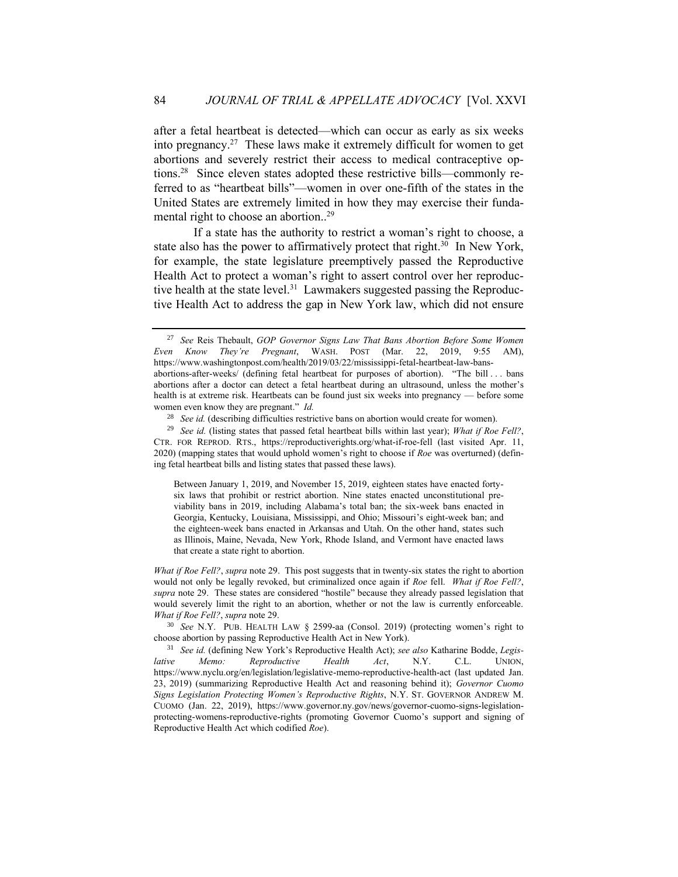after a fetal heartbeat is detected—which can occur as early as six weeks into pregnancy.[27] These laws make it extremely difficult for women to get abortions and severely restrict their access to medical contraceptive options.[28] Since eleven states adopted these restrictive bills—commonly referred to as "heartbeat bills"—women in over one-fifth of the states in the United States are extremely limited in how they may exercise their fundamental right to choose an abortion..[29]

If a state has the authority to restrict a woman's right to choose, a state also has the power to affirmatively protect that right.[30] In New York, for example, the state legislature preemptively passed the Reproductive Health Act to protect a woman's right to assert control over her reproductive health at the state level.[31] Lawmakers suggested passing the Reproductive Health Act to address the gap in New York law, which did not ensure

---

[27] *See* Reis Thebault, *GOP Governor Signs Law That Bans Abortion Before Some Women Even Know They're Pregnant*, WASH. POST (Mar. 22, 2019, 9:55 AM), https://www.washingtonpost.com/health/2019/03/22/mississippi-fetal-heartbeat-law-bans-abortions-after-weeks/ (defining fetal heartbeat for purposes of abortion). "The bill . . . bans abortions after a doctor can detect a fetal heartbeat during an ultrasound, unless the mother's health is at extreme risk. Heartbeats can be found just six weeks into pregnancy — before some women even know they are pregnant." *Id.*

[28] *See id.* (describing difficulties restrictive bans on abortion would create for women).

[29] *See id.* (listing states that passed fetal heartbeat bills within last year); *What if Roe Fell?*, CTR. FOR REPROD. RTS., https://reproductiverights.org/what-if-roe-fell (last visited Apr. 11, 2020) (mapping states that would uphold women's right to choose if *Roe* was overturned) (defining fetal heartbeat bills and listing states that passed these laws).

> Between January 1, 2019, and November 15, 2019, eighteen states have enacted forty-six laws that prohibit or restrict abortion. Nine states enacted unconstitutional pre-viability bans in 2019, including Alabama's total ban; the six-week bans enacted in Georgia, Kentucky, Louisiana, Mississippi, and Ohio; Missouri's eight-week ban; and the eighteen-week bans enacted in Arkansas and Utah. On the other hand, states such as Illinois, Maine, Nevada, New York, Rhode Island, and Vermont have enacted laws that create a state right to abortion.

*What if Roe Fell?*, *supra* note 29. This post suggests that in twenty-six states the right to abortion would not only be legally revoked, but criminalized once again if *Roe* fell. *What if Roe Fell?*, *supra* note 29. These states are considered "hostile" because they already passed legislation that would severely limit the right to an abortion, whether or not the law is currently enforceable. *What if Roe Fell?*, *supra* note 29.

[30] *See* N.Y. PUB. HEALTH LAW § 2599-aa (Consol. 2019) (protecting women's right to choose abortion by passing Reproductive Health Act in New York).

[31] *See id.* (defining New York's Reproductive Health Act); *see also* Katharine Bodde, *Legislative Memo: Reproductive Health Act*, N.Y. C.L. UNION, https://www.nyclu.org/en/legislation/legislative-memo-reproductive-health-act (last updated Jan. 23, 2019) (summarizing Reproductive Health Act and reasoning behind it); *Governor Cuomo Signs Legislation Protecting Women's Reproductive Rights*, N.Y. ST. GOVERNOR ANDREW M. CUOMO (Jan. 22, 2019), https://www.governor.ny.gov/news/governor-cuomo-signs-legislation-protecting-womens-reproductive-rights (promoting Governor Cuomo's support and signing of Reproductive Health Act which codified *Roe*).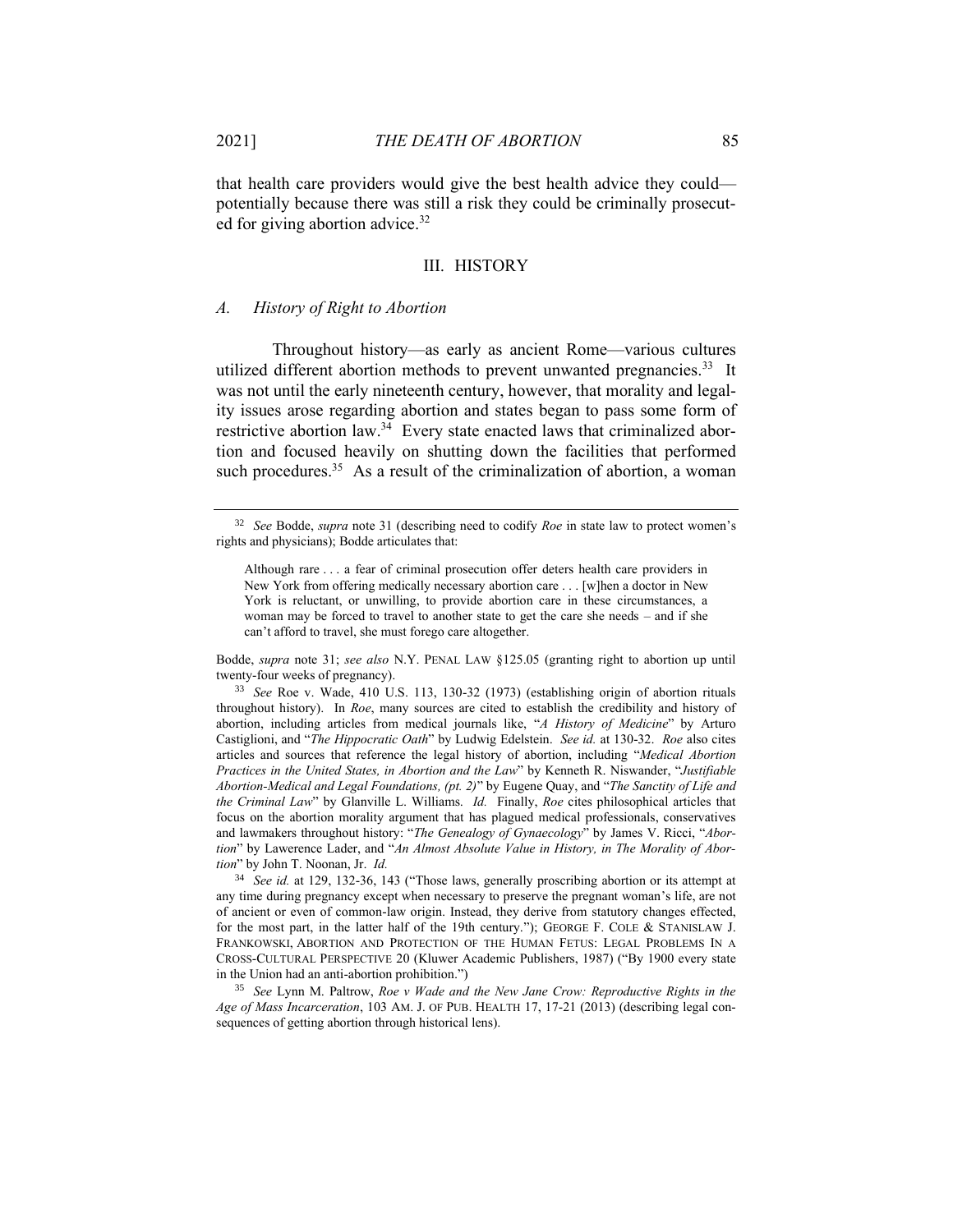that health care providers would give the best health advice they could—potentially because there was still a risk they could be criminally prosecuted for giving abortion advice.[32]

## III. HISTORY

### *A. History of Right to Abortion*

Throughout history—as early as ancient Rome—various cultures utilized different abortion methods to prevent unwanted pregnancies.[33] It was not until the early nineteenth century, however, that morality and legality issues arose regarding abortion and states began to pass some form of restrictive abortion law.[34] Every state enacted laws that criminalized abortion and focused heavily on shutting down the facilities that performed such procedures.[35] As a result of the criminalization of abortion, a woman

---

[32] *See* Bodde, *supra* note 31 (describing need to codify *Roe* in state law to protect women's rights and physicians); Bodde articulates that:

> Although rare . . . a fear of criminal prosecution offer deters health care providers in New York from offering medically necessary abortion care . . . [w]hen a doctor in New York is reluctant, or unwilling, to provide abortion care in these circumstances, a woman may be forced to travel to another state to get the care she needs – and if she can't afford to travel, she must forego care altogether.

Bodde, *supra* note 31; *see also* N.Y. PENAL LAW §125.05 (granting right to abortion up until twenty-four weeks of pregnancy).

[33] *See* Roe v. Wade, 410 U.S. 113, 130-32 (1973) (establishing origin of abortion rituals throughout history). In *Roe*, many sources are cited to establish the credibility and history of abortion, including articles from medical journals like, "*A History of Medicine*" by Arturo Castiglioni, and "*The Hippocratic Oath*" by Ludwig Edelstein. *See id.* at 130-32. *Roe* also cites articles and sources that reference the legal history of abortion, including "*Medical Abortion Practices in the United States, in Abortion and the Law*" by Kenneth R. Niswander, "*Justifiable Abortion-Medical and Legal Foundations, (pt. 2)*" by Eugene Quay, and "*The Sanctity of Life and the Criminal Law*" by Glanville L. Williams. *Id.* Finally, *Roe* cites philosophical articles that focus on the abortion morality argument that has plagued medical professionals, conservatives and lawmakers throughout history: "*The Genealogy of Gynaecology*" by James V. Ricci, "*Abortion*" by Lawerence Lader, and "*An Almost Absolute Value in History, in The Morality of Abortion*" by John T. Noonan, Jr. *Id.*

[34] *See id.* at 129, 132-36, 143 ("Those laws, generally proscribing abortion or its attempt at any time during pregnancy except when necessary to preserve the pregnant woman's life, are not of ancient or even of common-law origin. Instead, they derive from statutory changes effected, for the most part, in the latter half of the 19th century."); GEORGE F. COLE & STANISLAW J. FRANKOWSKI, ABORTION AND PROTECTION OF THE HUMAN FETUS: LEGAL PROBLEMS IN A CROSS-CULTURAL PERSPECTIVE 20 (Kluwer Academic Publishers, 1987) ("By 1900 every state in the Union had an anti-abortion prohibition.")

[35] *See* Lynn M. Paltrow, *Roe v Wade and the New Jane Crow: Reproductive Rights in the Age of Mass Incarceration*, 103 AM. J. OF PUB. HEALTH 17, 17-21 (2013) (describing legal consequences of getting abortion through historical lens).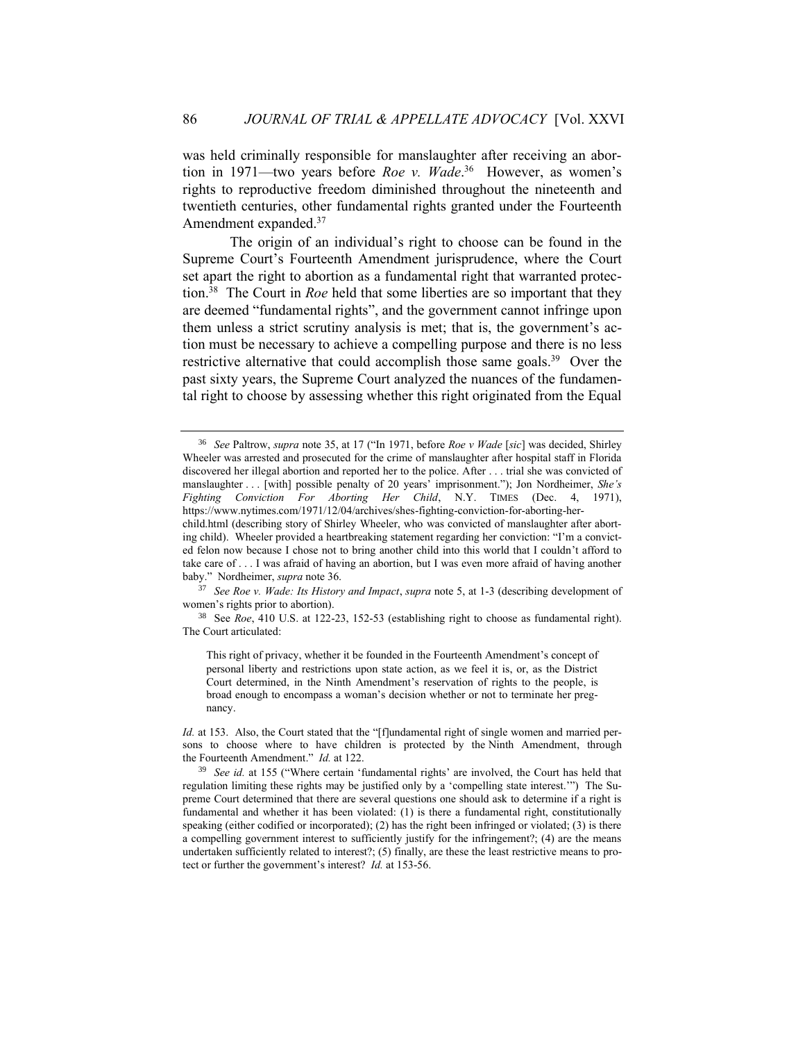was held criminally responsible for manslaughter after receiving an abortion in 1971—two years before *Roe v. Wade*.[36] However, as women's rights to reproductive freedom diminished throughout the nineteenth and twentieth centuries, other fundamental rights granted under the Fourteenth Amendment expanded.[37]

The origin of an individual's right to choose can be found in the Supreme Court's Fourteenth Amendment jurisprudence, where the Court set apart the right to abortion as a fundamental right that warranted protection.[38] The Court in *Roe* held that some liberties are so important that they are deemed "fundamental rights", and the government cannot infringe upon them unless a strict scrutiny analysis is met; that is, the government's action must be necessary to achieve a compelling purpose and there is no less restrictive alternative that could accomplish those same goals.[39] Over the past sixty years, the Supreme Court analyzed the nuances of the fundamental right to choose by assessing whether this right originated from the Equal

---

[36] *See* Paltrow, *supra* note 35, at 17 ("In 1971, before *Roe v Wade* [*sic*] was decided, Shirley Wheeler was arrested and prosecuted for the crime of manslaughter after hospital staff in Florida discovered her illegal abortion and reported her to the police. After . . . trial she was convicted of manslaughter . . . [with] possible penalty of 20 years' imprisonment."); Jon Nordheimer, *She's Fighting Conviction For Aborting Her Child*, N.Y. TIMES (Dec. 4, 1971), https://www.nytimes.com/1971/12/04/archives/shes-fighting-conviction-for-aborting-her-child.html (describing story of Shirley Wheeler, who was convicted of manslaughter after aborting child). Wheeler provided a heartbreaking statement regarding her conviction: "I'm a convicted felon now because I chose not to bring another child into this world that I couldn't afford to take care of . . . I was afraid of having an abortion, but I was even more afraid of having another baby." Nordheimer, *supra* note 36.

[37] *See Roe v. Wade: Its History and Impact*, *supra* note 5, at 1-3 (describing development of women's rights prior to abortion).

[38] See *Roe*, 410 U.S. at 122-23, 152-53 (establishing right to choose as fundamental right). The Court articulated:

> This right of privacy, whether it be founded in the Fourteenth Amendment's concept of personal liberty and restrictions upon state action, as we feel it is, or, as the District Court determined, in the Ninth Amendment's reservation of rights to the people, is broad enough to encompass a woman's decision whether or not to terminate her pregnancy.

*Id.* at 153. Also, the Court stated that the "[f]undamental right of single women and married persons to choose where to have children is protected by the Ninth Amendment, through the Fourteenth Amendment." *Id.* at 122.

[39] *See id.* at 155 ("Where certain 'fundamental rights' are involved, the Court has held that regulation limiting these rights may be justified only by a 'compelling state interest.'") The Supreme Court determined that there are several questions one should ask to determine if a right is fundamental and whether it has been violated: (1) is there a fundamental right, constitutionally speaking (either codified or incorporated); (2) has the right been infringed or violated; (3) is there a compelling government interest to sufficiently justify for the infringement?; (4) are the means undertaken sufficiently related to interest?; (5) finally, are these the least restrictive means to protect or further the government's interest? *Id.* at 153-56.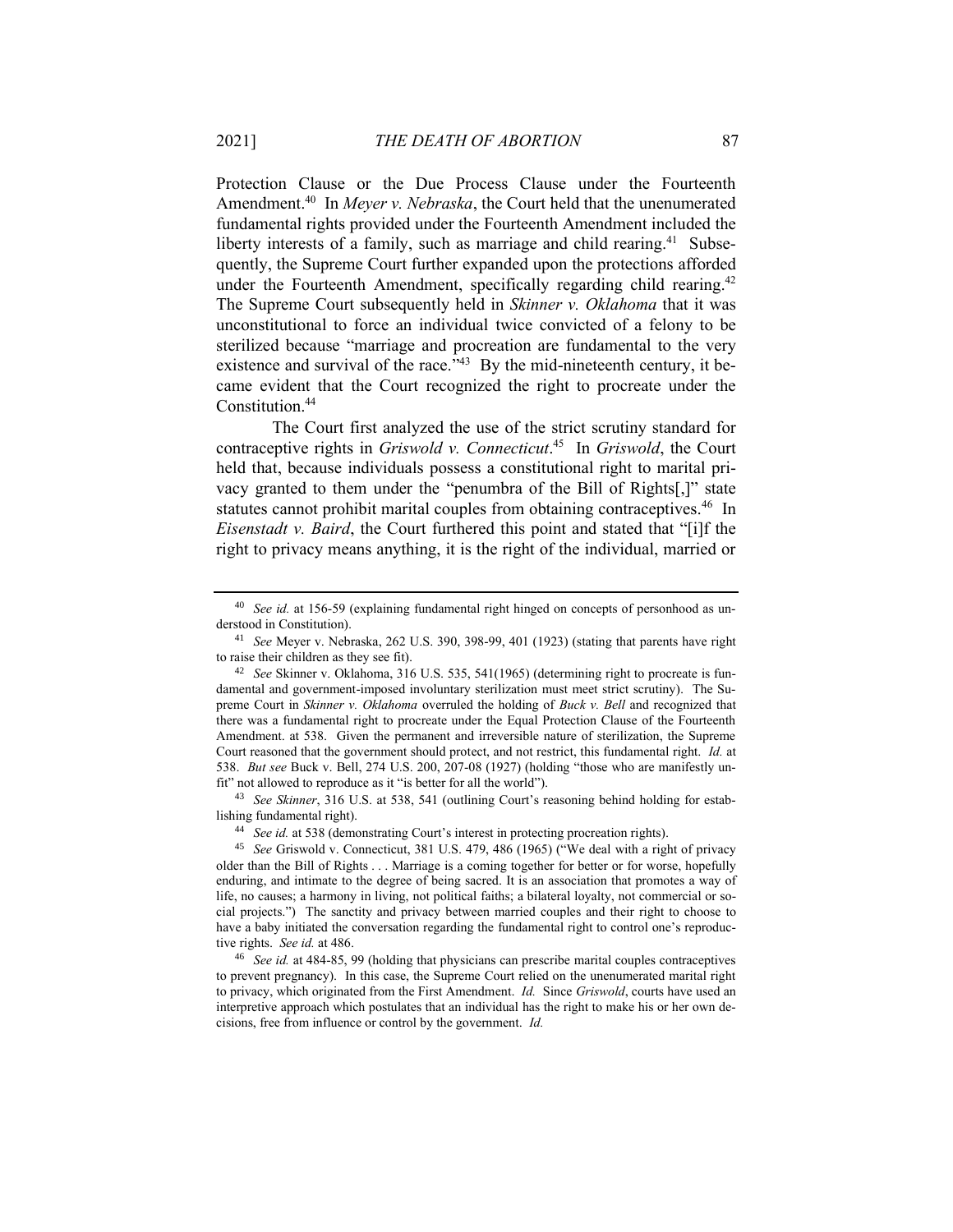Protection Clause or the Due Process Clause under the Fourteenth Amendment.[40] In *Meyer v. Nebraska*, the Court held that the unenumerated fundamental rights provided under the Fourteenth Amendment included the liberty interests of a family, such as marriage and child rearing.[41] Subsequently, the Supreme Court further expanded upon the protections afforded under the Fourteenth Amendment, specifically regarding child rearing.[42] The Supreme Court subsequently held in *Skinner v. Oklahoma* that it was unconstitutional to force an individual twice convicted of a felony to be sterilized because "marriage and procreation are fundamental to the very existence and survival of the race."[43] By the mid-nineteenth century, it became evident that the Court recognized the right to procreate under the Constitution.[44]

The Court first analyzed the use of the strict scrutiny standard for contraceptive rights in *Griswold v. Connecticut*.[45] In *Griswold*, the Court held that, because individuals possess a constitutional right to marital privacy granted to them under the "penumbra of the Bill of Rights[,]" state statutes cannot prohibit marital couples from obtaining contraceptives.[46] In *Eisenstadt v. Baird*, the Court furthered this point and stated that "[i]f the right to privacy means anything, it is the right of the individual, married or

---

[40] *See id.* at 156-59 (explaining fundamental right hinged on concepts of personhood as understood in Constitution).

[41] *See* Meyer v. Nebraska, 262 U.S. 390, 398-99, 401 (1923) (stating that parents have right to raise their children as they see fit).

[42] *See* Skinner v. Oklahoma, 316 U.S. 535, 541(1965) (determining right to procreate is fundamental and government-imposed involuntary sterilization must meet strict scrutiny). The Supreme Court in *Skinner v. Oklahoma* overruled the holding of *Buck v. Bell* and recognized that there was a fundamental right to procreate under the Equal Protection Clause of the Fourteenth Amendment. at 538. Given the permanent and irreversible nature of sterilization, the Supreme Court reasoned that the government should protect, and not restrict, this fundamental right. *Id.* at 538. *But see* Buck v. Bell, 274 U.S. 200, 207-08 (1927) (holding "those who are manifestly unfit" not allowed to reproduce as it "is better for all the world").

[43] *See Skinner*, 316 U.S. at 538, 541 (outlining Court's reasoning behind holding for establishing fundamental right).

[44] *See id.* at 538 (demonstrating Court's interest in protecting procreation rights).

[45] *See* Griswold v. Connecticut, 381 U.S. 479, 486 (1965) ("We deal with a right of privacy older than the Bill of Rights . . . Marriage is a coming together for better or for worse, hopefully enduring, and intimate to the degree of being sacred. It is an association that promotes a way of life, no causes; a harmony in living, not political faiths; a bilateral loyalty, not commercial or social projects.") The sanctity and privacy between married couples and their right to choose to have a baby initiated the conversation regarding the fundamental right to control one's reproductive rights. *See id.* at 486.

[46] *See id.* at 484-85, 99 (holding that physicians can prescribe marital couples contraceptives to prevent pregnancy). In this case, the Supreme Court relied on the unenumerated marital right to privacy, which originated from the First Amendment. *Id.* Since *Griswold*, courts have used an interpretive approach which postulates that an individual has the right to make his or her own decisions, free from influence or control by the government. *Id.*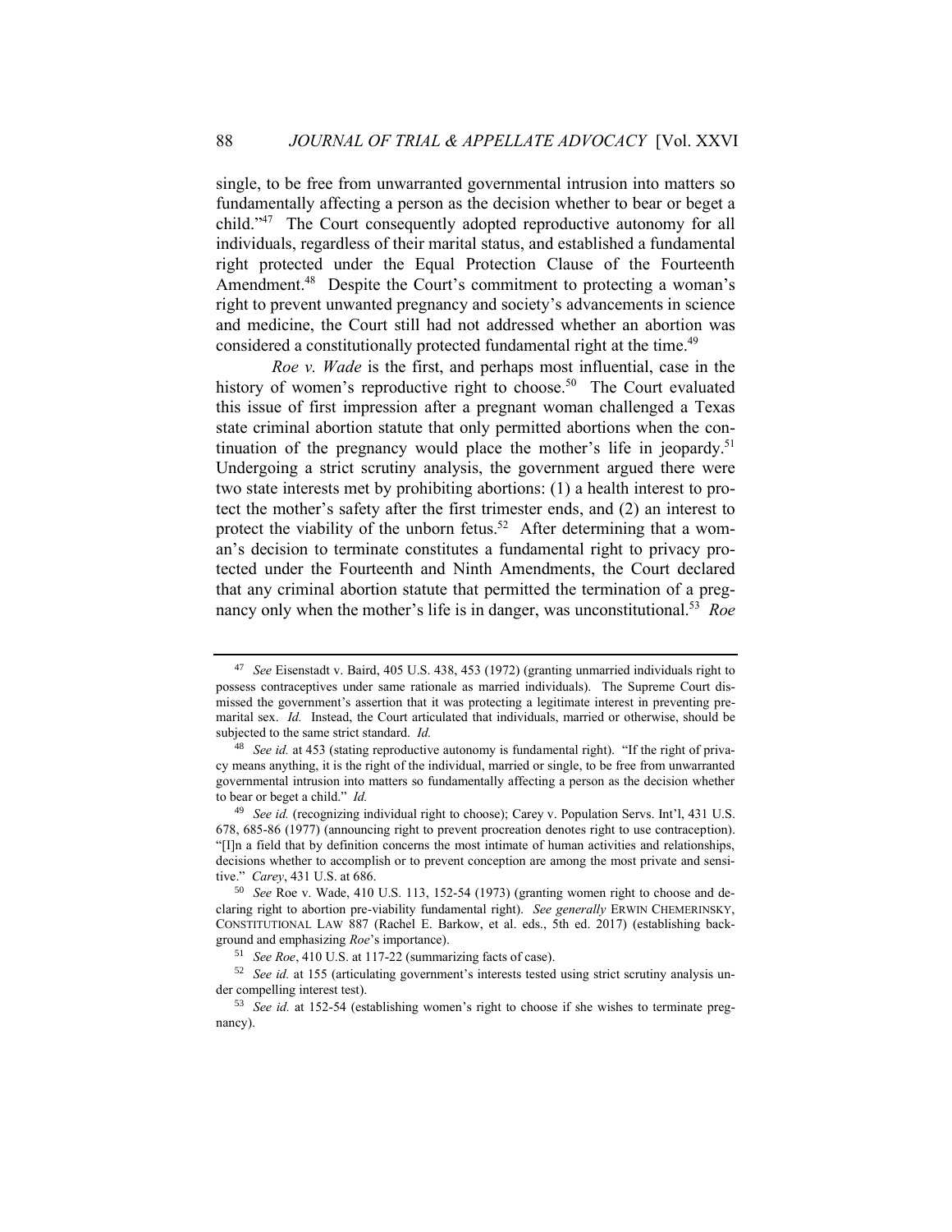single, to be free from unwarranted governmental intrusion into matters so fundamentally affecting a person as the decision whether to bear or beget a child."[47] The Court consequently adopted reproductive autonomy for all individuals, regardless of their marital status, and established a fundamental right protected under the Equal Protection Clause of the Fourteenth Amendment.[48] Despite the Court's commitment to protecting a woman's right to prevent unwanted pregnancy and society's advancements in science and medicine, the Court still had not addressed whether an abortion was considered a constitutionally protected fundamental right at the time.[49]

*Roe v. Wade* is the first, and perhaps most influential, case in the history of women's reproductive right to choose.[50] The Court evaluated this issue of first impression after a pregnant woman challenged a Texas state criminal abortion statute that only permitted abortions when the continuation of the pregnancy would place the mother's life in jeopardy.[51] Undergoing a strict scrutiny analysis, the government argued there were two state interests met by prohibiting abortions: (1) a health interest to protect the mother's safety after the first trimester ends, and (2) an interest to protect the viability of the unborn fetus.[52] After determining that a woman's decision to terminate constitutes a fundamental right to privacy protected under the Fourteenth and Ninth Amendments, the Court declared that any criminal abortion statute that permitted the termination of a pregnancy only when the mother's life is in danger, was unconstitutional.[53] *Roe*

---

[47] *See* Eisenstadt v. Baird, 405 U.S. 438, 453 (1972) (granting unmarried individuals right to possess contraceptives under same rationale as married individuals). The Supreme Court dismissed the government's assertion that it was protecting a legitimate interest in preventing premarital sex. *Id.* Instead, the Court articulated that individuals, married or otherwise, should be subjected to the same strict standard. *Id.*

[48] *See id.* at 453 (stating reproductive autonomy is fundamental right). "If the right of privacy means anything, it is the right of the individual, married or single, to be free from unwarranted governmental intrusion into matters so fundamentally affecting a person as the decision whether to bear or beget a child." *Id.*

[49] *See id.* (recognizing individual right to choose); Carey v. Population Servs. Int'l, 431 U.S. 678, 685-86 (1977) (announcing right to prevent procreation denotes right to use contraception). "[I]n a field that by definition concerns the most intimate of human activities and relationships, decisions whether to accomplish or to prevent conception are among the most private and sensitive." *Carey*, 431 U.S. at 686.

[50] *See* Roe v. Wade, 410 U.S. 113, 152-54 (1973) (granting women right to choose and declaring right to abortion pre-viability fundamental right). *See generally* ERWIN CHEMERINSKY, CONSTITUTIONAL LAW 887 (Rachel E. Barkow, et al. eds., 5th ed. 2017) (establishing background and emphasizing *Roe*'s importance).

[51] *See Roe*, 410 U.S. at 117-22 (summarizing facts of case).

[52] *See id.* at 155 (articulating government's interests tested using strict scrutiny analysis under compelling interest test).

[53] *See id.* at 152-54 (establishing women's right to choose if she wishes to terminate pregnancy).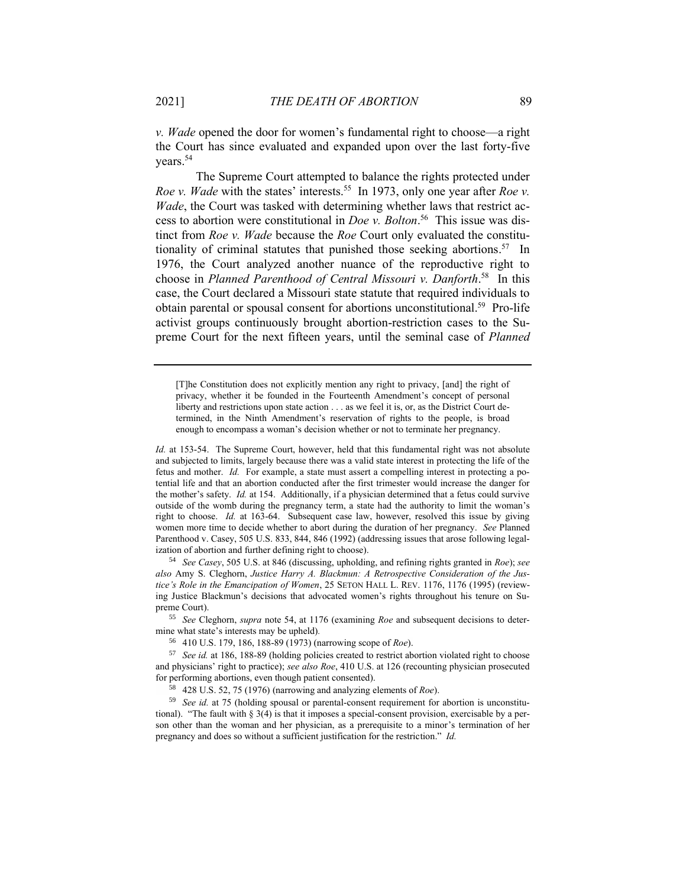*v. Wade* opened the door for women's fundamental right to choose—a right the Court has since evaluated and expanded upon over the last forty-five years.[54]

The Supreme Court attempted to balance the rights protected under *Roe v. Wade* with the states' interests.[55] In 1973, only one year after *Roe v. Wade*, the Court was tasked with determining whether laws that restrict access to abortion were constitutional in *Doe v. Bolton*.[56] This issue was distinct from *Roe v. Wade* because the *Roe* Court only evaluated the constitutionality of criminal statutes that punished those seeking abortions.[57] In 1976, the Court analyzed another nuance of the reproductive right to choose in *Planned Parenthood of Central Missouri v. Danforth*.[58] In this case, the Court declared a Missouri state statute that required individuals to obtain parental or spousal consent for abortions unconstitutional.[59] Pro-life activist groups continuously brought abortion-restriction cases to the Supreme Court for the next fifteen years, until the seminal case of *Planned*

---

> [T]he Constitution does not explicitly mention any right to privacy, [and] the right of privacy, whether it be founded in the Fourteenth Amendment's concept of personal liberty and restrictions upon state action . . . as we feel it is, or, as the District Court determined, in the Ninth Amendment's reservation of rights to the people, is broad enough to encompass a woman's decision whether or not to terminate her pregnancy.

*Id.* at 153-54. The Supreme Court, however, held that this fundamental right was not absolute and subjected to limits, largely because there was a valid state interest in protecting the life of the fetus and mother. *Id.* For example, a state must assert a compelling interest in protecting a potential life and that an abortion conducted after the first trimester would increase the danger for the mother's safety. *Id.* at 154. Additionally, if a physician determined that a fetus could survive outside of the womb during the pregnancy term, a state had the authority to limit the woman's right to choose. *Id.* at 163-64. Subsequent case law, however, resolved this issue by giving women more time to decide whether to abort during the duration of her pregnancy. *See* Planned Parenthood v. Casey, 505 U.S. 833, 844, 846 (1992) (addressing issues that arose following legalization of abortion and further defining right to choose).

[54] *See Casey*, 505 U.S. at 846 (discussing, upholding, and refining rights granted in *Roe*); *see also* Amy S. Cleghorn, *Justice Harry A. Blackmun: A Retrospective Consideration of the Justice's Role in the Emancipation of Women*, 25 SETON HALL L. REV. 1176, 1176 (1995) (reviewing Justice Blackmun's decisions that advocated women's rights throughout his tenure on Supreme Court).

[55] *See* Cleghorn, *supra* note 54, at 1176 (examining *Roe* and subsequent decisions to determine what state's interests may be upheld).

[56] 410 U.S. 179, 186, 188-89 (1973) (narrowing scope of *Roe*).

[57] *See id.* at 186, 188-89 (holding policies created to restrict abortion violated right to choose and physicians' right to practice); *see also Roe*, 410 U.S. at 126 (recounting physician prosecuted for performing abortions, even though patient consented).

[58] 428 U.S. 52, 75 (1976) (narrowing and analyzing elements of *Roe*).

[59] *See id.* at 75 (holding spousal or parental-consent requirement for abortion is unconstitutional). "The fault with § 3(4) is that it imposes a special-consent provision, exercisable by a person other than the woman and her physician, as a prerequisite to a minor's termination of her pregnancy and does so without a sufficient justification for the restriction." *Id.*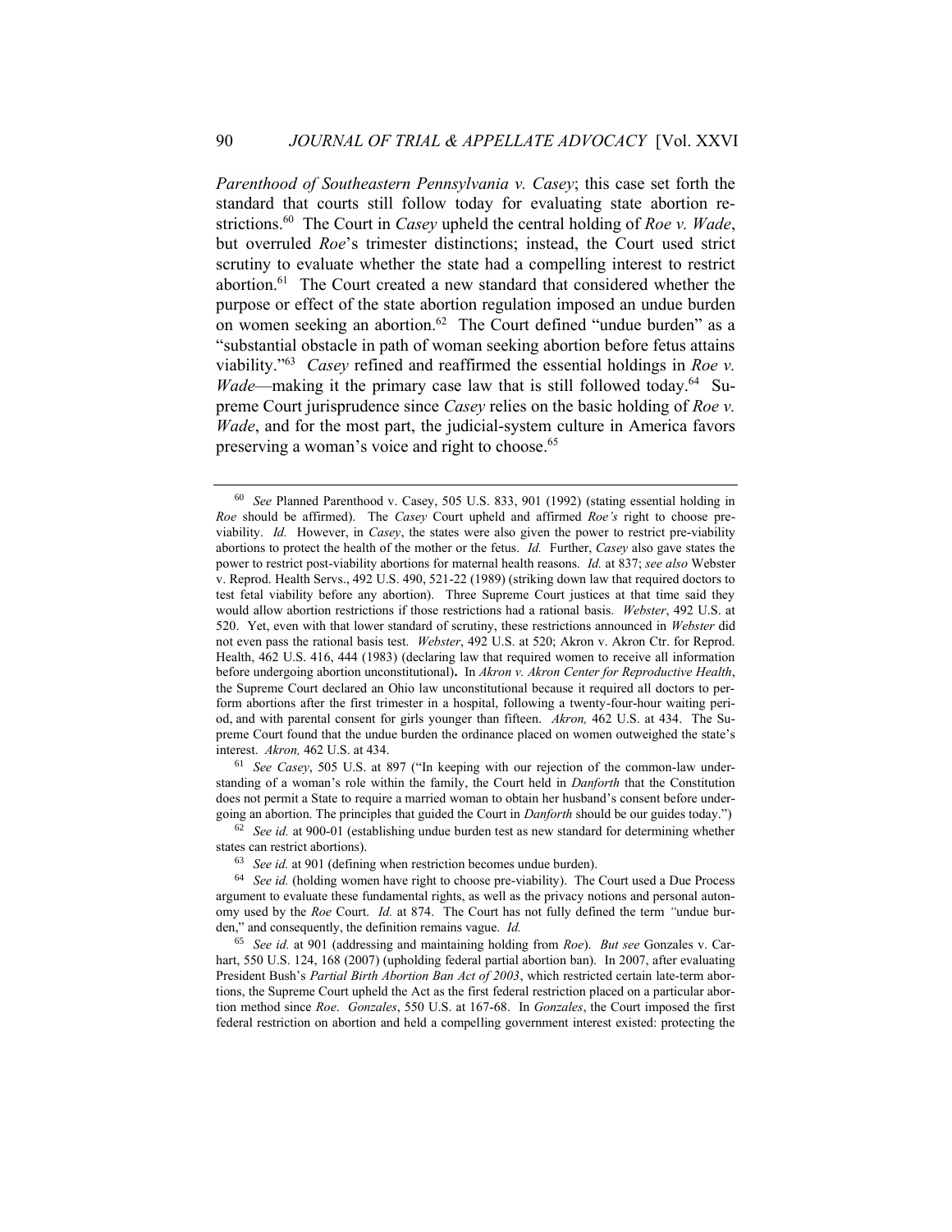*Parenthood of Southeastern Pennsylvania v. Casey*; this case set forth the standard that courts still follow today for evaluating state abortion restrictions.[60] The Court in *Casey* upheld the central holding of *Roe v. Wade*, but overruled *Roe*'s trimester distinctions; instead, the Court used strict scrutiny to evaluate whether the state had a compelling interest to restrict abortion.[61] The Court created a new standard that considered whether the purpose or effect of the state abortion regulation imposed an undue burden on women seeking an abortion.[62] The Court defined "undue burden" as a "substantial obstacle in path of woman seeking abortion before fetus attains viability."[63] *Casey* refined and reaffirmed the essential holdings in *Roe v. Wade*—making it the primary case law that is still followed today.[64] Supreme Court jurisprudence since *Casey* relies on the basic holding of *Roe v. Wade*, and for the most part, the judicial-system culture in America favors preserving a woman's voice and right to choose.[65]

---

[60] *See* Planned Parenthood v. Casey, 505 U.S. 833, 901 (1992) (stating essential holding in *Roe* should be affirmed). The *Casey* Court upheld and affirmed *Roe's* right to choose pre-viability. *Id.* However, in *Casey*, the states were also given the power to restrict pre-viability abortions to protect the health of the mother or the fetus. *Id.* Further, *Casey* also gave states the power to restrict post-viability abortions for maternal health reasons. *Id.* at 837; *see also* Webster v. Reprod. Health Servs., 492 U.S. 490, 521-22 (1989) (striking down law that required doctors to test fetal viability before any abortion). Three Supreme Court justices at that time said they would allow abortion restrictions if those restrictions had a rational basis. *Webster*, 492 U.S. at 520. Yet, even with that lower standard of scrutiny, these restrictions announced in *Webster* did not even pass the rational basis test. *Webster*, 492 U.S. at 520; Akron v. Akron Ctr. for Reprod. Health, 462 U.S. 416, 444 (1983) (declaring law that required women to receive all information before undergoing abortion unconstitutional). In *Akron v. Akron Center for Reproductive Health*, the Supreme Court declared an Ohio law unconstitutional because it required all doctors to perform abortions after the first trimester in a hospital, following a twenty-four-hour waiting period, and with parental consent for girls younger than fifteen. *Akron,* 462 U.S. at 434. The Supreme Court found that the undue burden the ordinance placed on women outweighed the state's interest. *Akron,* 462 U.S. at 434.

[61] *See Casey*, 505 U.S. at 897 ("In keeping with our rejection of the common-law understanding of a woman's role within the family, the Court held in *Danforth* that the Constitution does not permit a State to require a married woman to obtain her husband's consent before undergoing an abortion. The principles that guided the Court in *Danforth* should be our guides today.")

[62] *See id.* at 900-01 (establishing undue burden test as new standard for determining whether states can restrict abortions).

[63] *See id.* at 901 (defining when restriction becomes undue burden).

[64] *See id.* (holding women have right to choose pre-viability). The Court used a Due Process argument to evaluate these fundamental rights, as well as the privacy notions and personal autonomy used by the *Roe* Court. *Id.* at 874. The Court has not fully defined the term "undue burden," and consequently, the definition remains vague. *Id.*

[65] *See id.* at 901 (addressing and maintaining holding from *Roe*). *But see* Gonzales v. Carhart, 550 U.S. 124, 168 (2007) (upholding federal partial abortion ban). In 2007, after evaluating President Bush's *Partial Birth Abortion Ban Act of 2003*, which restricted certain late-term abortions, the Supreme Court upheld the Act as the first federal restriction placed on a particular abortion method since *Roe*. *Gonzales*, 550 U.S. at 167-68. In *Gonzales*, the Court imposed the first federal restriction on abortion and held a compelling government interest existed: protecting the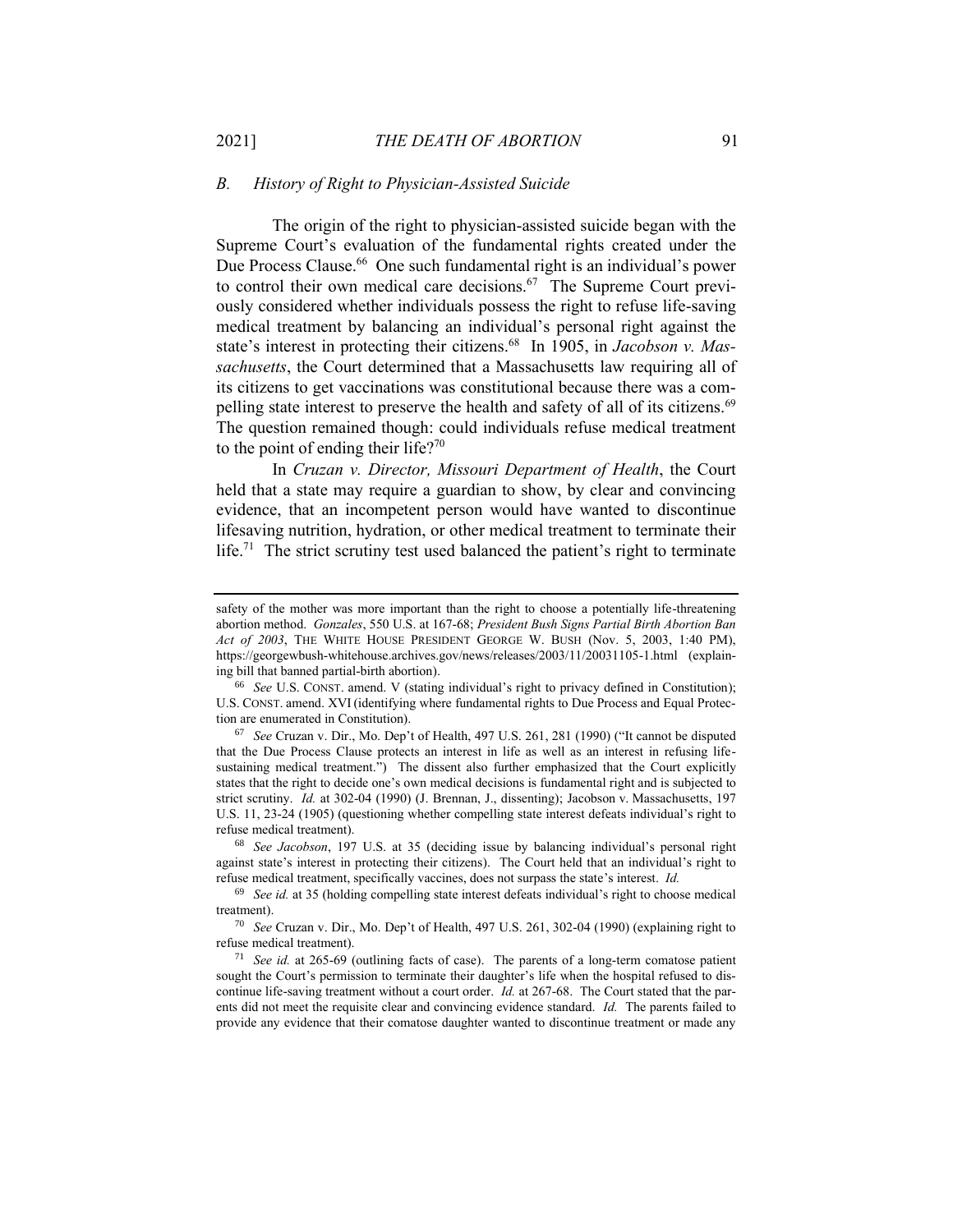### *B. History of Right to Physician-Assisted Suicide*

The origin of the right to physician-assisted suicide began with the Supreme Court's evaluation of the fundamental rights created under the Due Process Clause.[66] One such fundamental right is an individual's power to control their own medical care decisions.[67] The Supreme Court previously considered whether individuals possess the right to refuse life-saving medical treatment by balancing an individual's personal right against the state's interest in protecting their citizens.[68] In 1905, in *Jacobson v. Massachusetts*, the Court determined that a Massachusetts law requiring all of its citizens to get vaccinations was constitutional because there was a compelling state interest to preserve the health and safety of all of its citizens.[69] The question remained though: could individuals refuse medical treatment to the point of ending their life?[70]

In *Cruzan v. Director, Missouri Department of Health*, the Court held that a state may require a guardian to show, by clear and convincing evidence, that an incompetent person would have wanted to discontinue lifesaving nutrition, hydration, or other medical treatment to terminate their life.[71] The strict scrutiny test used balanced the patient's right to terminate

---

safety of the mother was more important than the right to choose a potentially life-threatening abortion method. *Gonzales*, 550 U.S. at 167-68; *President Bush Signs Partial Birth Abortion Ban Act of 2003*, THE WHITE HOUSE PRESIDENT GEORGE W. BUSH (Nov. 5, 2003, 1:40 PM), https://georgewbush-whitehouse.archives.gov/news/releases/2003/11/20031105-1.html (explaining bill that banned partial-birth abortion).

[66] *See* U.S. CONST. amend. V (stating individual's right to privacy defined in Constitution); U.S. CONST. amend. XVI (identifying where fundamental rights to Due Process and Equal Protection are enumerated in Constitution).

[67] *See* Cruzan v. Dir., Mo. Dep't of Health, 497 U.S. 261, 281 (1990) ("It cannot be disputed that the Due Process Clause protects an interest in life as well as an interest in refusing life-sustaining medical treatment.") The dissent also further emphasized that the Court explicitly states that the right to decide one's own medical decisions is fundamental right and is subjected to strict scrutiny. *Id.* at 302-04 (1990) (J. Brennan, J., dissenting); Jacobson v. Massachusetts, 197 U.S. 11, 23-24 (1905) (questioning whether compelling state interest defeats individual's right to refuse medical treatment).

[68] *See Jacobson*, 197 U.S. at 35 (deciding issue by balancing individual's personal right against state's interest in protecting their citizens). The Court held that an individual's right to refuse medical treatment, specifically vaccines, does not surpass the state's interest. *Id.*

[69] *See id.* at 35 (holding compelling state interest defeats individual's right to choose medical treatment).

[70] *See* Cruzan v. Dir., Mo. Dep't of Health, 497 U.S. 261, 302-04 (1990) (explaining right to refuse medical treatment).

[71] *See id.* at 265-69 (outlining facts of case). The parents of a long-term comatose patient sought the Court's permission to terminate their daughter's life when the hospital refused to discontinue life-saving treatment without a court order. *Id.* at 267-68. The Court stated that the parents did not meet the requisite clear and convincing evidence standard. *Id.* The parents failed to provide any evidence that their comatose daughter wanted to discontinue treatment or made any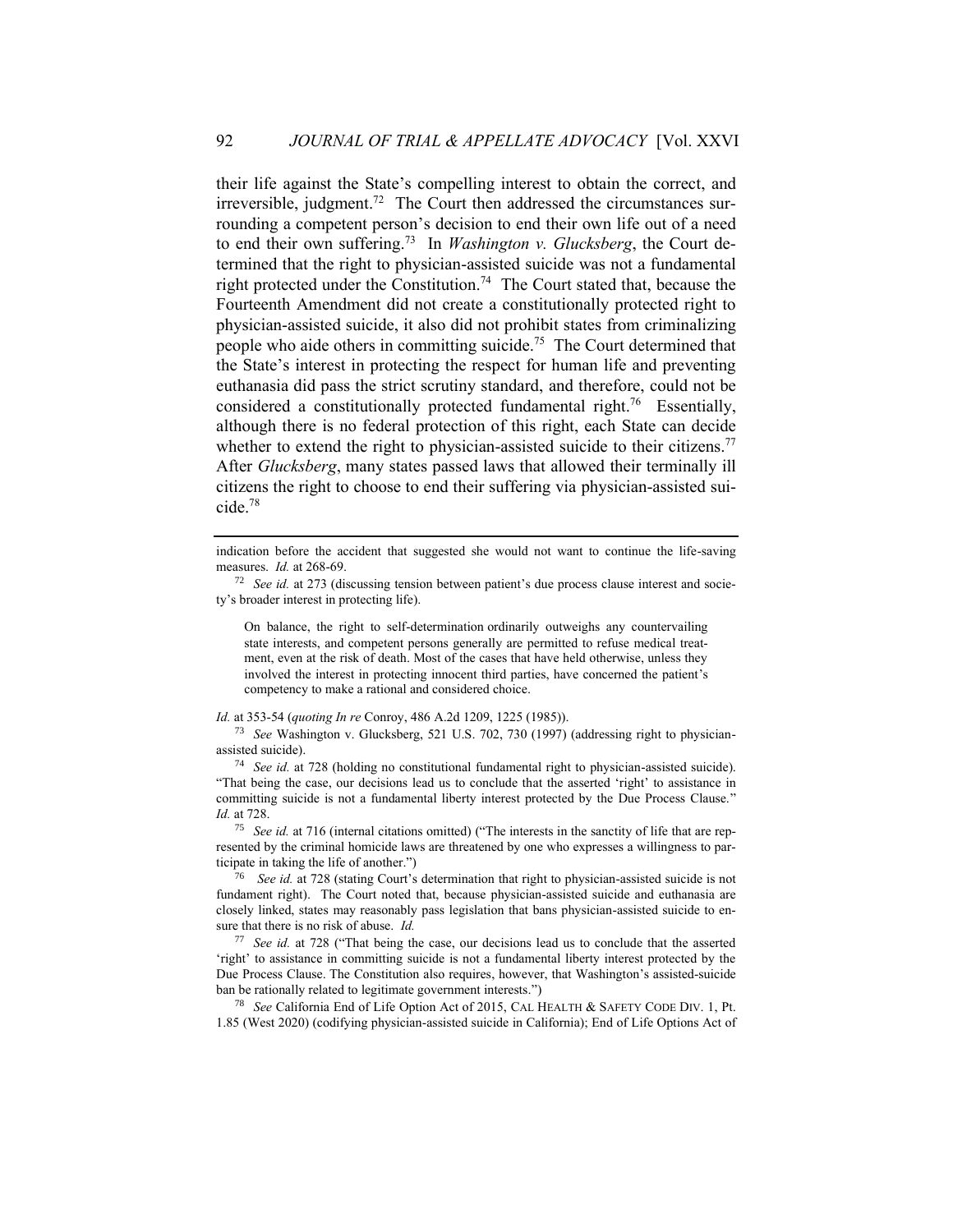their life against the State's compelling interest to obtain the correct, and irreversible, judgment.[72] The Court then addressed the circumstances surrounding a competent person's decision to end their own life out of a need to end their own suffering.[73] In *Washington v. Glucksberg*, the Court determined that the right to physician-assisted suicide was not a fundamental right protected under the Constitution.[74] The Court stated that, because the Fourteenth Amendment did not create a constitutionally protected right to physician-assisted suicide, it also did not prohibit states from criminalizing people who aide others in committing suicide.[75] The Court determined that the State's interest in protecting the respect for human life and preventing euthanasia did pass the strict scrutiny standard, and therefore, could not be considered a constitutionally protected fundamental right.[76] Essentially, although there is no federal protection of this right, each State can decide whether to extend the right to physician-assisted suicide to their citizens.[77] After *Glucksberg*, many states passed laws that allowed their terminally ill citizens the right to choose to end their suffering via physician-assisted suicide.[78]

---

indication before the accident that suggested she would not want to continue the life-saving measures. *Id.* at 268-69.

[72] *See id.* at 273 (discussing tension between patient's due process clause interest and society's broader interest in protecting life).

> On balance, the right to self-determination ordinarily outweighs any countervailing state interests, and competent persons generally are permitted to refuse medical treatment, even at the risk of death. Most of the cases that have held otherwise, unless they involved the interest in protecting innocent third parties, have concerned the patient's competency to make a rational and considered choice.

*Id.* at 353-54 (*quoting In re* Conroy, 486 A.2d 1209, 1225 (1985)).

[73] *See* Washington v. Glucksberg, 521 U.S. 702, 730 (1997) (addressing right to physician-assisted suicide).

[74] *See id.* at 728 (holding no constitutional fundamental right to physician-assisted suicide). "That being the case, our decisions lead us to conclude that the asserted 'right' to assistance in committing suicide is not a fundamental liberty interest protected by the Due Process Clause." *Id.* at 728.

[75] *See id.* at 716 (internal citations omitted) ("The interests in the sanctity of life that are represented by the criminal homicide laws are threatened by one who expresses a willingness to participate in taking the life of another.")

[76] *See id.* at 728 (stating Court's determination that right to physician-assisted suicide is not fundament right). The Court noted that, because physician-assisted suicide and euthanasia are closely linked, states may reasonably pass legislation that bans physician-assisted suicide to ensure that there is no risk of abuse. *Id.*

[77] *See id.* at 728 ("That being the case, our decisions lead us to conclude that the asserted 'right' to assistance in committing suicide is not a fundamental liberty interest protected by the Due Process Clause. The Constitution also requires, however, that Washington's assisted-suicide ban be rationally related to legitimate government interests.")

[78] *See* California End of Life Option Act of 2015, CAL HEALTH & SAFETY CODE DIV. 1, Pt. 1.85 (West 2020) (codifying physician-assisted suicide in California); End of Life Options Act of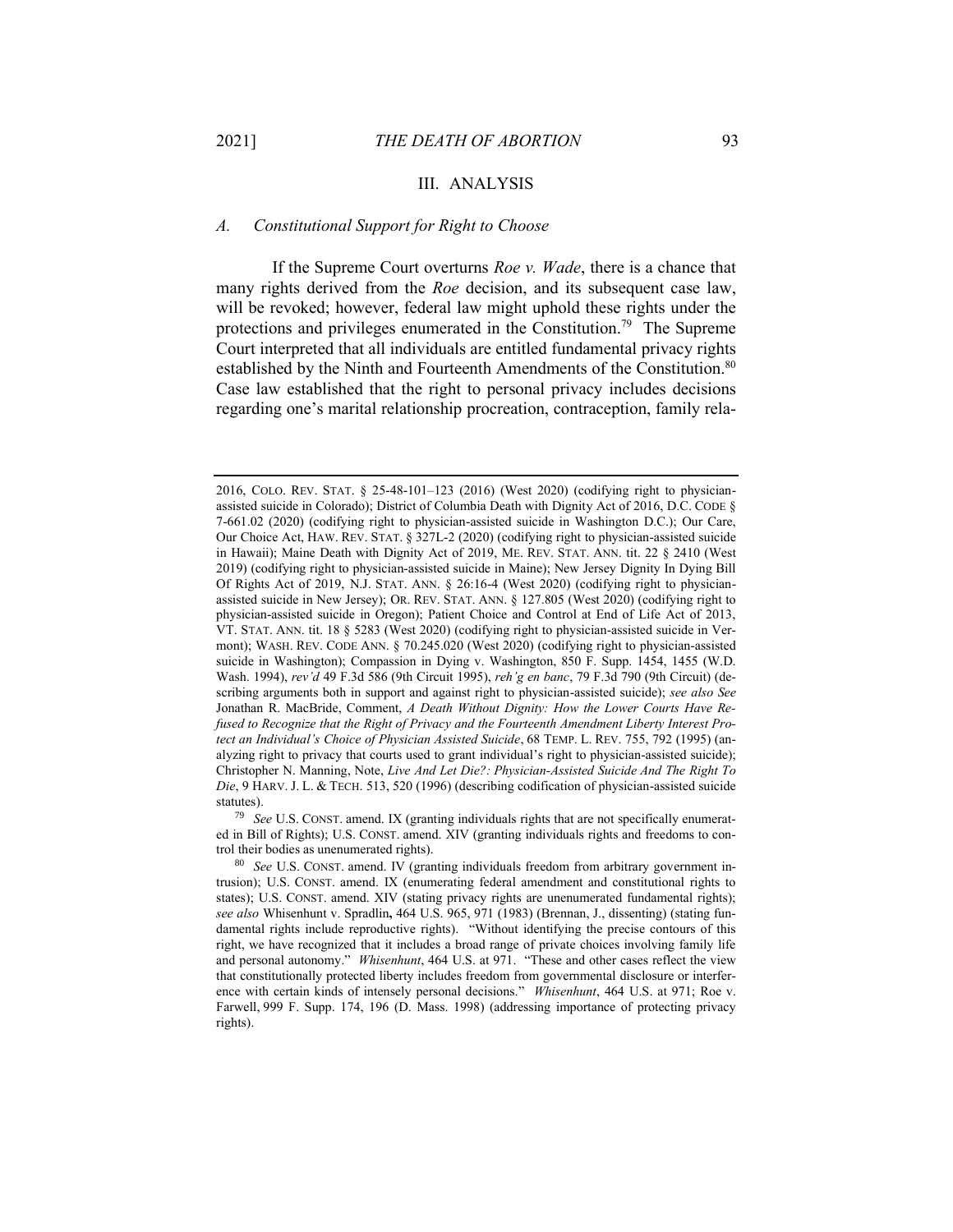## III. ANALYSIS

### *A. Constitutional Support for Right to Choose*

If the Supreme Court overturns *Roe v. Wade*, there is a chance that many rights derived from the *Roe* decision, and its subsequent case law, will be revoked; however, federal law might uphold these rights under the protections and privileges enumerated in the Constitution.[79] The Supreme Court interpreted that all individuals are entitled fundamental privacy rights established by the Ninth and Fourteenth Amendments of the Constitution.[80] Case law established that the right to personal privacy includes decisions regarding one's marital relationship procreation, contraception, family rela-

---

2016, COLO. REV. STAT. § 25-48-101–123 (2016) (West 2020) (codifying right to physician-assisted suicide in Colorado); District of Columbia Death with Dignity Act of 2016, D.C. CODE § 7-661.02 (2020) (codifying right to physician-assisted suicide in Washington D.C.); Our Care, Our Choice Act, HAW. REV. STAT. § 327L-2 (2020) (codifying right to physician-assisted suicide in Hawaii); Maine Death with Dignity Act of 2019, ME. REV. STAT. ANN. tit. 22 § 2410 (West 2019) (codifying right to physician-assisted suicide in Maine); New Jersey Dignity In Dying Bill Of Rights Act of 2019, N.J. STAT. ANN. § 26:16-4 (West 2020) (codifying right to physician-assisted suicide in New Jersey); OR. REV. STAT. ANN. § 127.805 (West 2020) (codifying right to physician-assisted suicide in Oregon); Patient Choice and Control at End of Life Act of 2013, VT. STAT. ANN. tit. 18 § 5283 (West 2020) (codifying right to physician-assisted suicide in Vermont); WASH. REV. CODE ANN. § 70.245.020 (West 2020) (codifying right to physician-assisted suicide in Washington); Compassion in Dying v. Washington, 850 F. Supp. 1454, 1455 (W.D. Wash. 1994), *rev'd* 49 F.3d 586 (9th Circuit 1995), *reh'g en banc*, 79 F.3d 790 (9th Circuit) (describing arguments both in support and against right to physician-assisted suicide); *see also See* Jonathan R. MacBride, Comment, *A Death Without Dignity: How the Lower Courts Have Refused to Recognize that the Right of Privacy and the Fourteenth Amendment Liberty Interest Protect an Individual's Choice of Physician Assisted Suicide*, 68 TEMP. L. REV. 755, 792 (1995) (analyzing right to privacy that courts used to grant individual's right to physician-assisted suicide); Christopher N. Manning, Note, *Live And Let Die?: Physician-Assisted Suicide And The Right To Die*, 9 HARV. J. L. & TECH. 513, 520 (1996) (describing codification of physician-assisted suicide statutes).

[79] *See* U.S. CONST. amend. IX (granting individuals rights that are not specifically enumerated in Bill of Rights); U.S. CONST. amend. XIV (granting individuals rights and freedoms to control their bodies as unenumerated rights).

[80] *See* U.S. CONST. amend. IV (granting individuals freedom from arbitrary government intrusion); U.S. CONST. amend. IX (enumerating federal amendment and constitutional rights to states); U.S. CONST. amend. XIV (stating privacy rights are unenumerated fundamental rights); *see also* Whisenhunt v. Spradlin**,** 464 U.S. 965, 971 (1983) (Brennan, J., dissenting) (stating fundamental rights include reproductive rights). "Without identifying the precise contours of this right, we have recognized that it includes a broad range of private choices involving family life and personal autonomy." *Whisenhunt*, 464 U.S. at 971. "These and other cases reflect the view that constitutionally protected liberty includes freedom from governmental disclosure or interference with certain kinds of intensely personal decisions." *Whisenhunt*, 464 U.S. at 971; Roe v. Farwell, 999 F. Supp. 174, 196 (D. Mass. 1998) (addressing importance of protecting privacy rights).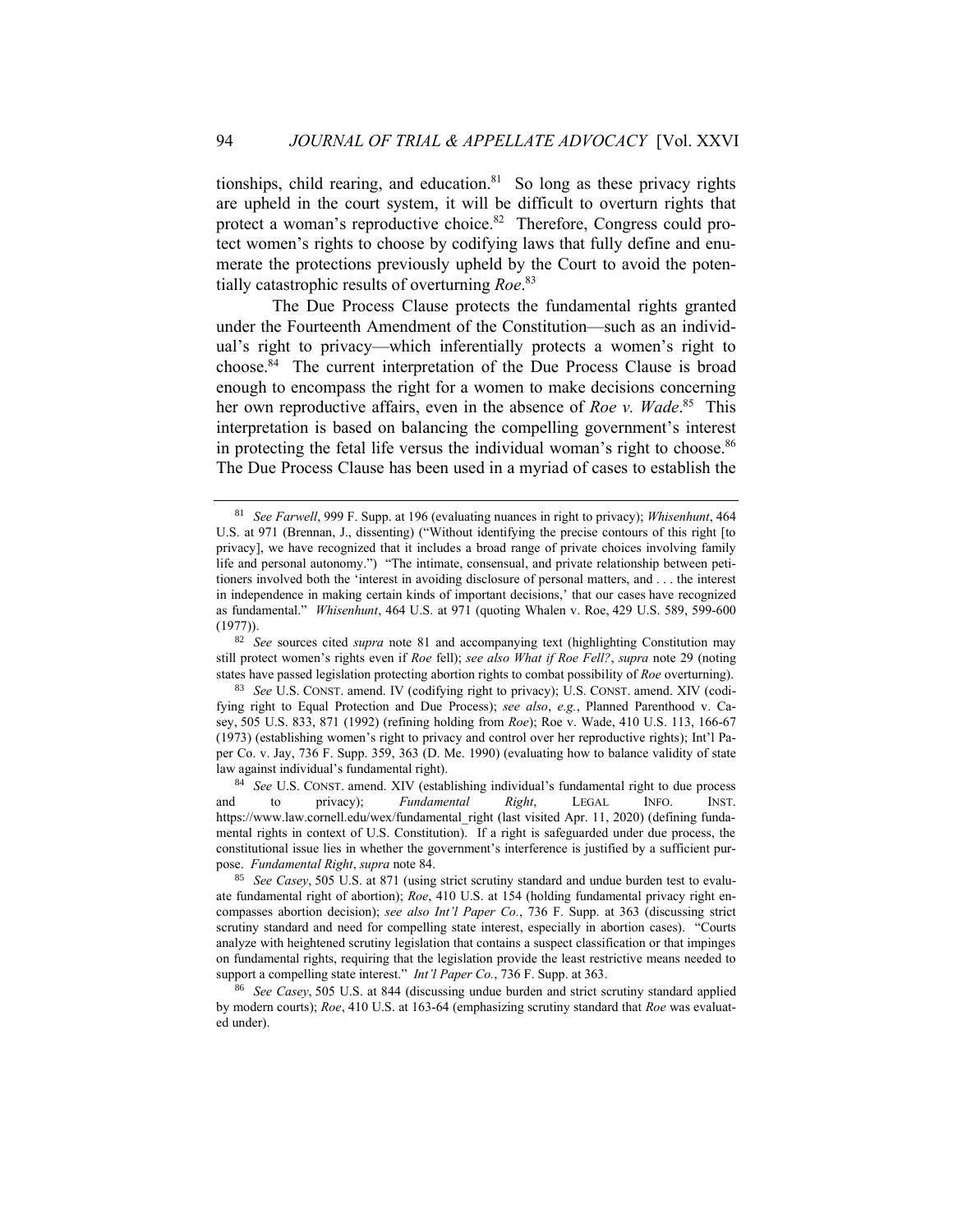tionships, child rearing, and education.[81] So long as these privacy rights are upheld in the court system, it will be difficult to overturn rights that protect a woman's reproductive choice.[82] Therefore, Congress could protect women's rights to choose by codifying laws that fully define and enumerate the protections previously upheld by the Court to avoid the potentially catastrophic results of overturning *Roe*.[83]

The Due Process Clause protects the fundamental rights granted under the Fourteenth Amendment of the Constitution—such as an individual's right to privacy—which inferentially protects a women's right to choose.[84] The current interpretation of the Due Process Clause is broad enough to encompass the right for a women to make decisions concerning her own reproductive affairs, even in the absence of *Roe v. Wade*.[85] This interpretation is based on balancing the compelling government's interest in protecting the fetal life versus the individual woman's right to choose.[86] The Due Process Clause has been used in a myriad of cases to establish the

---

[81] *See Farwell*, 999 F. Supp. at 196 (evaluating nuances in right to privacy); *Whisenhunt*, 464 U.S. at 971 (Brennan, J., dissenting) ("Without identifying the precise contours of this right [to privacy], we have recognized that it includes a broad range of private choices involving family life and personal autonomy.") "The intimate, consensual, and private relationship between petitioners involved both the 'interest in avoiding disclosure of personal matters, and . . . the interest in independence in making certain kinds of important decisions,' that our cases have recognized as fundamental." *Whisenhunt*, 464 U.S. at 971 (quoting Whalen v. Roe, 429 U.S. 589, 599-600 (1977)).

[82] *See* sources cited *supra* note 81 and accompanying text (highlighting Constitution may still protect women's rights even if *Roe* fell); *see also What if Roe Fell?*, *supra* note 29 (noting states have passed legislation protecting abortion rights to combat possibility of *Roe* overturning).

[83] *See* U.S. CONST. amend. IV (codifying right to privacy); U.S. CONST. amend. XIV (codifying right to Equal Protection and Due Process); *see also*, *e.g.*, Planned Parenthood v. Casey, 505 U.S. 833, 871 (1992) (refining holding from *Roe*); Roe v. Wade, 410 U.S. 113, 166-67 (1973) (establishing women's right to privacy and control over her reproductive rights); Int'l Paper Co. v. Jay, 736 F. Supp. 359, 363 (D. Me. 1990) (evaluating how to balance validity of state law against individual's fundamental right).

[84] *See* U.S. CONST. amend. XIV (establishing individual's fundamental right to due process and to privacy); *Fundamental Right*, LEGAL INFO. INST. https://www.law.cornell.edu/wex/fundamental_right (last visited Apr. 11, 2020) (defining fundamental rights in context of U.S. Constitution). If a right is safeguarded under due process, the constitutional issue lies in whether the government's interference is justified by a sufficient purpose. *Fundamental Right*, *supra* note 84.

[85] *See Casey*, 505 U.S. at 871 (using strict scrutiny standard and undue burden test to evaluate fundamental right of abortion); *Roe*, 410 U.S. at 154 (holding fundamental privacy right encompasses abortion decision); *see also Int'l Paper Co.*, 736 F. Supp. at 363 (discussing strict scrutiny standard and need for compelling state interest, especially in abortion cases). "Courts analyze with heightened scrutiny legislation that contains a suspect classification or that impinges on fundamental rights, requiring that the legislation provide the least restrictive means needed to support a compelling state interest." *Int'l Paper Co.*, 736 F. Supp. at 363.

[86] *See Casey*, 505 U.S. at 844 (discussing undue burden and strict scrutiny standard applied by modern courts); *Roe*, 410 U.S. at 163-64 (emphasizing scrutiny standard that *Roe* was evaluated under).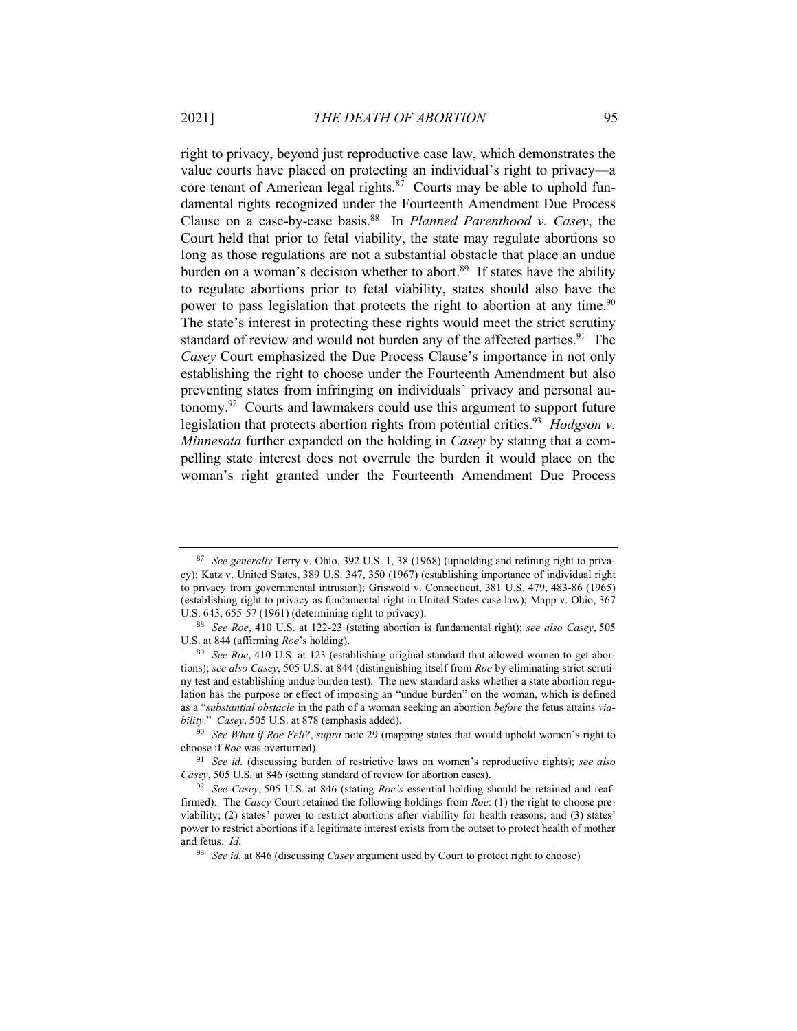right to privacy, beyond just reproductive case law, which demonstrates the value courts have placed on protecting an individual's right to privacy—a core tenant of American legal rights.[87] Courts may be able to uphold fundamental rights recognized under the Fourteenth Amendment Due Process Clause on a case-by-case basis.[88] In *Planned Parenthood v. Casey*, the Court held that prior to fetal viability, the state may regulate abortions so long as those regulations are not a substantial obstacle that place an undue burden on a woman's decision whether to abort.[89] If states have the ability to regulate abortions prior to fetal viability, states should also have the power to pass legislation that protects the right to abortion at any time.[90] The state's interest in protecting these rights would meet the strict scrutiny standard of review and would not burden any of the affected parties.[91] The *Casey* Court emphasized the Due Process Clause's importance in not only establishing the right to choose under the Fourteenth Amendment but also preventing states from infringing on individuals' privacy and personal autonomy.[92] Courts and lawmakers could use this argument to support future legislation that protects abortion rights from potential critics.[93] *Hodgson v. Minnesota* further expanded on the holding in *Casey* by stating that a compelling state interest does not overrule the burden it would place on the woman's right granted under the Fourteenth Amendment Due Process

---

[87] *See generally* Terry v. Ohio, 392 U.S. 1, 38 (1968) (upholding and refining right to privacy); Katz v. United States, 389 U.S. 347, 350 (1967) (establishing importance of individual right to privacy from governmental intrusion); Griswold v. Connecticut, 381 U.S. 479, 483-86 (1965) (establishing right to privacy as fundamental right in United States case law); Mapp v. Ohio, 367 U.S. 643, 655-57 (1961) (determining right to privacy).

[88] *See Roe*, 410 U.S. at 122-23 (stating abortion is fundamental right); *see also Casey*, 505 U.S. at 844 (affirming *Roe*'s holding).

[89] *See Roe*, 410 U.S. at 123 (establishing original standard that allowed women to get abortions); *see also Casey*, 505 U.S. at 844 (distinguishing itself from *Roe* by eliminating strict scrutiny test and establishing undue burden test). The new standard asks whether a state abortion regulation has the purpose or effect of imposing an "undue burden" on the woman, which is defined as a "*substantial obstacle* in the path of a woman seeking an abortion *before* the fetus attains *viability*." *Casey*, 505 U.S. at 878 (emphasis added).

[90] *See What if Roe Fell?*, *supra* note 29 (mapping states that would uphold women's right to choose if *Roe* was overturned).

[91] *See id.* (discussing burden of restrictive laws on women's reproductive rights); *see also Casey*, 505 U.S. at 846 (setting standard of review for abortion cases).

[92] *See Casey*, 505 U.S. at 846 (stating *Roe's* essential holding should be retained and reaffirmed). The *Casey* Court retained the following holdings from *Roe*: (1) the right to choose pre-viability; (2) states' power to restrict abortions after viability for health reasons; and (3) states' power to restrict abortions if a legitimate interest exists from the outset to protect health of mother and fetus. *Id.*

[93] *See id.* at 846 (discussing *Casey* argument used by Court to protect right to choose)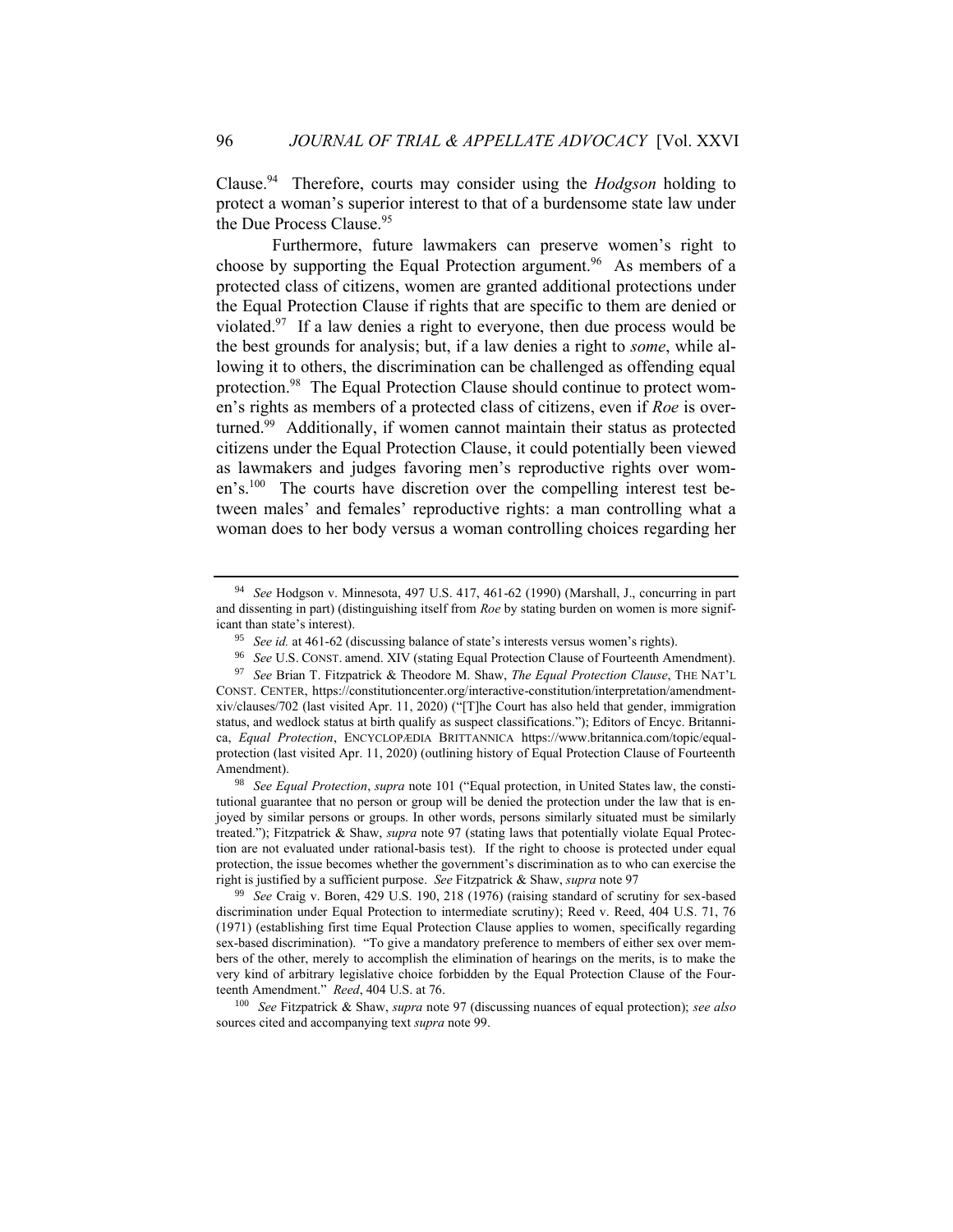Clause.[94] Therefore, courts may consider using the *Hodgson* holding to protect a woman's superior interest to that of a burdensome state law under the Due Process Clause.[95]

Furthermore, future lawmakers can preserve women's right to choose by supporting the Equal Protection argument.[96] As members of a protected class of citizens, women are granted additional protections under the Equal Protection Clause if rights that are specific to them are denied or violated.[97] If a law denies a right to everyone, then due process would be the best grounds for analysis; but, if a law denies a right to *some*, while allowing it to others, the discrimination can be challenged as offending equal protection.[98] The Equal Protection Clause should continue to protect women's rights as members of a protected class of citizens, even if *Roe* is overturned.[99] Additionally, if women cannot maintain their status as protected citizens under the Equal Protection Clause, it could potentially been viewed as lawmakers and judges favoring men's reproductive rights over women's.[100] The courts have discretion over the compelling interest test between males' and females' reproductive rights: a man controlling what a woman does to her body versus a woman controlling choices regarding her

---

[94] *See* Hodgson v. Minnesota, 497 U.S. 417, 461-62 (1990) (Marshall, J., concurring in part and dissenting in part) (distinguishing itself from *Roe* by stating burden on women is more significant than state's interest).

[95] *See id.* at 461-62 (discussing balance of state's interests versus women's rights).

[96] *See* U.S. CONST. amend. XIV (stating Equal Protection Clause of Fourteenth Amendment).

[97] *See* Brian T. Fitzpatrick & Theodore M. Shaw, *The Equal Protection Clause*, THE NAT'L CONST. CENTER, https://constitutioncenter.org/interactive-constitution/interpretation/amendment-xiv/clauses/702 (last visited Apr. 11, 2020) ("[T]he Court has also held that gender, immigration status, and wedlock status at birth qualify as suspect classifications."); Editors of Encyc. Britannica, *Equal Protection*, ENCYCLOPÆDIA BRITTANNICA https://www.britannica.com/topic/equal-protection (last visited Apr. 11, 2020) (outlining history of Equal Protection Clause of Fourteenth Amendment).

[98] *See Equal Protection*, *supra* note 101 ("Equal protection, in United States law, the constitutional guarantee that no person or group will be denied the protection under the law that is enjoyed by similar persons or groups. In other words, persons similarly situated must be similarly treated."); Fitzpatrick & Shaw, *supra* note 97 (stating laws that potentially violate Equal Protection are not evaluated under rational-basis test). If the right to choose is protected under equal protection, the issue becomes whether the government's discrimination as to who can exercise the right is justified by a sufficient purpose. *See* Fitzpatrick & Shaw, *supra* note 97

[99] *See* Craig v. Boren, 429 U.S. 190, 218 (1976) (raising standard of scrutiny for sex-based discrimination under Equal Protection to intermediate scrutiny); Reed v. Reed, 404 U.S. 71, 76 (1971) (establishing first time Equal Protection Clause applies to women, specifically regarding sex-based discrimination). "To give a mandatory preference to members of either sex over members of the other, merely to accomplish the elimination of hearings on the merits, is to make the very kind of arbitrary legislative choice forbidden by the Equal Protection Clause of the Fourteenth Amendment." *Reed*, 404 U.S. at 76.

[100] *See* Fitzpatrick & Shaw, *supra* note 97 (discussing nuances of equal protection); *see also* sources cited and accompanying text *supra* note 99.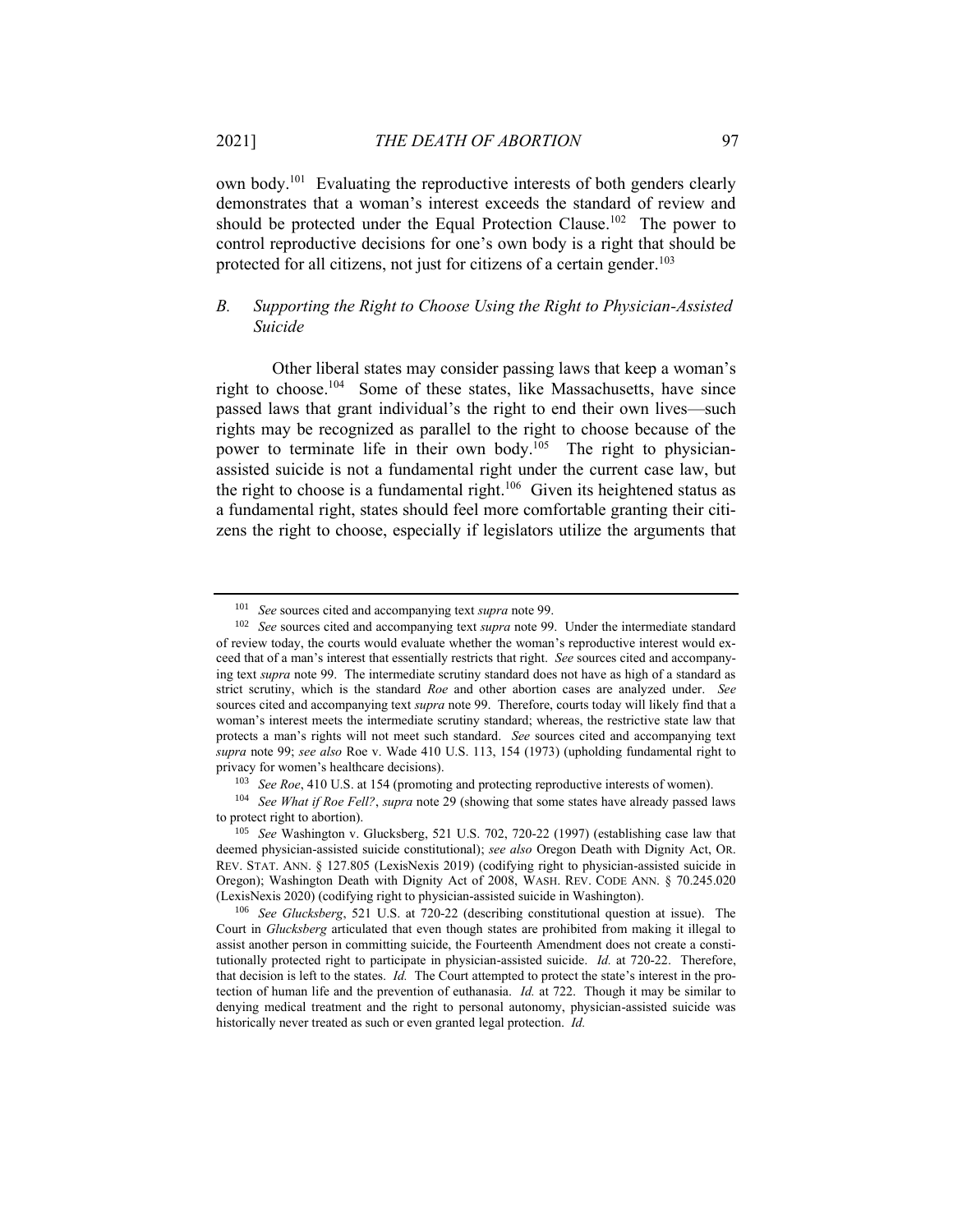own body.[101] Evaluating the reproductive interests of both genders clearly demonstrates that a woman's interest exceeds the standard of review and should be protected under the Equal Protection Clause.[102] The power to control reproductive decisions for one's own body is a right that should be protected for all citizens, not just for citizens of a certain gender.[103]

### *B. Supporting the Right to Choose Using the Right to Physician-Assisted Suicide*

Other liberal states may consider passing laws that keep a woman's right to choose.[104] Some of these states, like Massachusetts, have since passed laws that grant individual's the right to end their own lives—such rights may be recognized as parallel to the right to choose because of the power to terminate life in their own body.[105] The right to physician-assisted suicide is not a fundamental right under the current case law, but the right to choose is a fundamental right.[106] Given its heightened status as a fundamental right, states should feel more comfortable granting their citizens the right to choose, especially if legislators utilize the arguments that

---

[101] *See* sources cited and accompanying text *supra* note 99.

[102] *See* sources cited and accompanying text *supra* note 99. Under the intermediate standard of review today, the courts would evaluate whether the woman's reproductive interest would exceed that of a man's interest that essentially restricts that right. *See* sources cited and accompanying text *supra* note 99. The intermediate scrutiny standard does not have as high of a standard as strict scrutiny, which is the standard *Roe* and other abortion cases are analyzed under. *See* sources cited and accompanying text *supra* note 99. Therefore, courts today will likely find that a woman's interest meets the intermediate scrutiny standard; whereas, the restrictive state law that protects a man's rights will not meet such standard. *See* sources cited and accompanying text *supra* note 99; *see also* Roe v. Wade 410 U.S. 113, 154 (1973) (upholding fundamental right to privacy for women's healthcare decisions).

[103] *See Roe*, 410 U.S. at 154 (promoting and protecting reproductive interests of women).

[104] *See What if Roe Fell?*, *supra* note 29 (showing that some states have already passed laws to protect right to abortion).

[105] *See* Washington v. Glucksberg, 521 U.S. 702, 720-22 (1997) (establishing case law that deemed physician-assisted suicide constitutional); *see also* Oregon Death with Dignity Act, OR. REV. STAT. ANN. § 127.805 (LexisNexis 2019) (codifying right to physician-assisted suicide in Oregon); Washington Death with Dignity Act of 2008, WASH. REV. CODE ANN. § 70.245.020 (LexisNexis 2020) (codifying right to physician-assisted suicide in Washington).

[106] *See Glucksberg*, 521 U.S. at 720-22 (describing constitutional question at issue). The Court in *Glucksberg* articulated that even though states are prohibited from making it illegal to assist another person in committing suicide, the Fourteenth Amendment does not create a constitutionally protected right to participate in physician-assisted suicide. *Id.* at 720-22. Therefore, that decision is left to the states. *Id.* The Court attempted to protect the state's interest in the protection of human life and the prevention of euthanasia. *Id.* at 722. Though it may be similar to denying medical treatment and the right to personal autonomy, physician-assisted suicide was historically never treated as such or even granted legal protection. *Id.*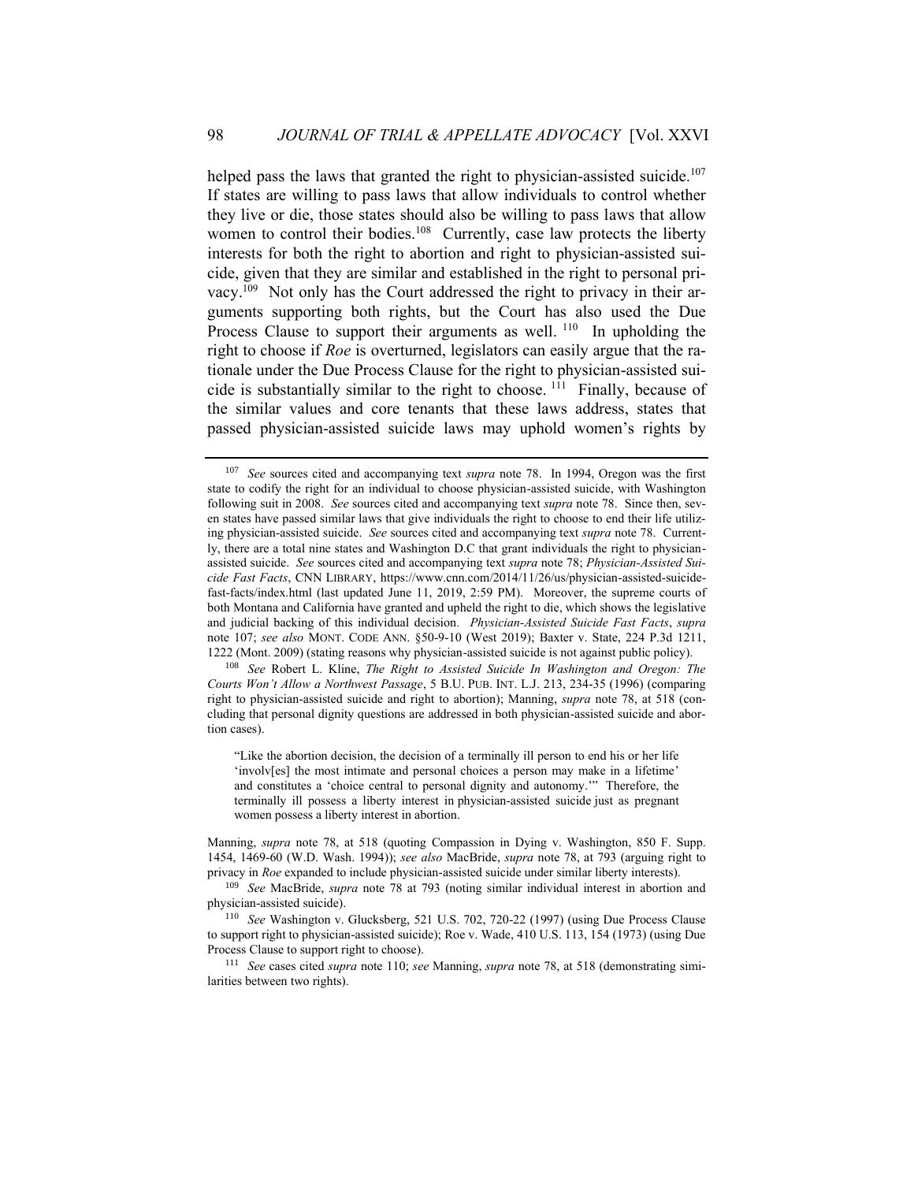helped pass the laws that granted the right to physician-assisted suicide.[107] If states are willing to pass laws that allow individuals to control whether they live or die, those states should also be willing to pass laws that allow women to control their bodies.[108] Currently, case law protects the liberty interests for both the right to abortion and right to physician-assisted suicide, given that they are similar and established in the right to personal privacy.[109] Not only has the Court addressed the right to privacy in their arguments supporting both rights, but the Court has also used the Due Process Clause to support their arguments as well.[110] In upholding the right to choose if *Roe* is overturned, legislators can easily argue that the rationale under the Due Process Clause for the right to physician-assisted suicide is substantially similar to the right to choose.[111] Finally, because of the similar values and core tenants that these laws address, states that passed physician-assisted suicide laws may uphold women's rights by

---

[107] *See* sources cited and accompanying text *supra* note 78. In 1994, Oregon was the first state to codify the right for an individual to choose physician-assisted suicide, with Washington following suit in 2008. *See* sources cited and accompanying text *supra* note 78. Since then, seven states have passed similar laws that give individuals the right to choose to end their life utilizing physician-assisted suicide. *See* sources cited and accompanying text *supra* note 78. Currently, there are a total nine states and Washington D.C that grant individuals the right to physician-assisted suicide. *See* sources cited and accompanying text *supra* note 78; *Physician-Assisted Suicide Fast Facts*, CNN LIBRARY, https://www.cnn.com/2014/11/26/us/physician-assisted-suicide-fast-facts/index.html (last updated June 11, 2019, 2:59 PM). Moreover, the supreme courts of both Montana and California have granted and upheld the right to die, which shows the legislative and judicial backing of this individual decision. *Physician-Assisted Suicide Fast Facts*, *supra* note 107; *see also* MONT. CODE ANN. §50-9-10 (West 2019); Baxter v. State, 224 P.3d 1211, 1222 (Mont. 2009) (stating reasons why physician-assisted suicide is not against public policy).

[108] *See* Robert L. Kline, *The Right to Assisted Suicide In Washington and Oregon: The Courts Won't Allow a Northwest Passage*, 5 B.U. PUB. INT. L.J. 213, 234-35 (1996) (comparing right to physician-assisted suicide and right to abortion); Manning, *supra* note 78, at 518 (concluding that personal dignity questions are addressed in both physician-assisted suicide and abortion cases).

> "Like the abortion decision, the decision of a terminally ill person to end his or her life 'involv[es] the most intimate and personal choices a person may make in a lifetime' and constitutes a 'choice central to personal dignity and autonomy.'" Therefore, the terminally ill possess a liberty interest in physician-assisted suicide just as pregnant women possess a liberty interest in abortion.

Manning, *supra* note 78, at 518 (quoting Compassion in Dying v. Washington, 850 F. Supp. 1454, 1469-60 (W.D. Wash. 1994)); *see also* MacBride, *supra* note 78, at 793 (arguing right to privacy in *Roe* expanded to include physician-assisted suicide under similar liberty interests).

[109] *See* MacBride, *supra* note 78 at 793 (noting similar individual interest in abortion and physician-assisted suicide).

[110] *See* Washington v. Glucksberg, 521 U.S. 702, 720-22 (1997) (using Due Process Clause to support right to physician-assisted suicide); Roe v. Wade, 410 U.S. 113, 154 (1973) (using Due Process Clause to support right to choose).

[111] *See* cases cited *supra* note 110; *see* Manning, *supra* note 78, at 518 (demonstrating similarities between two rights).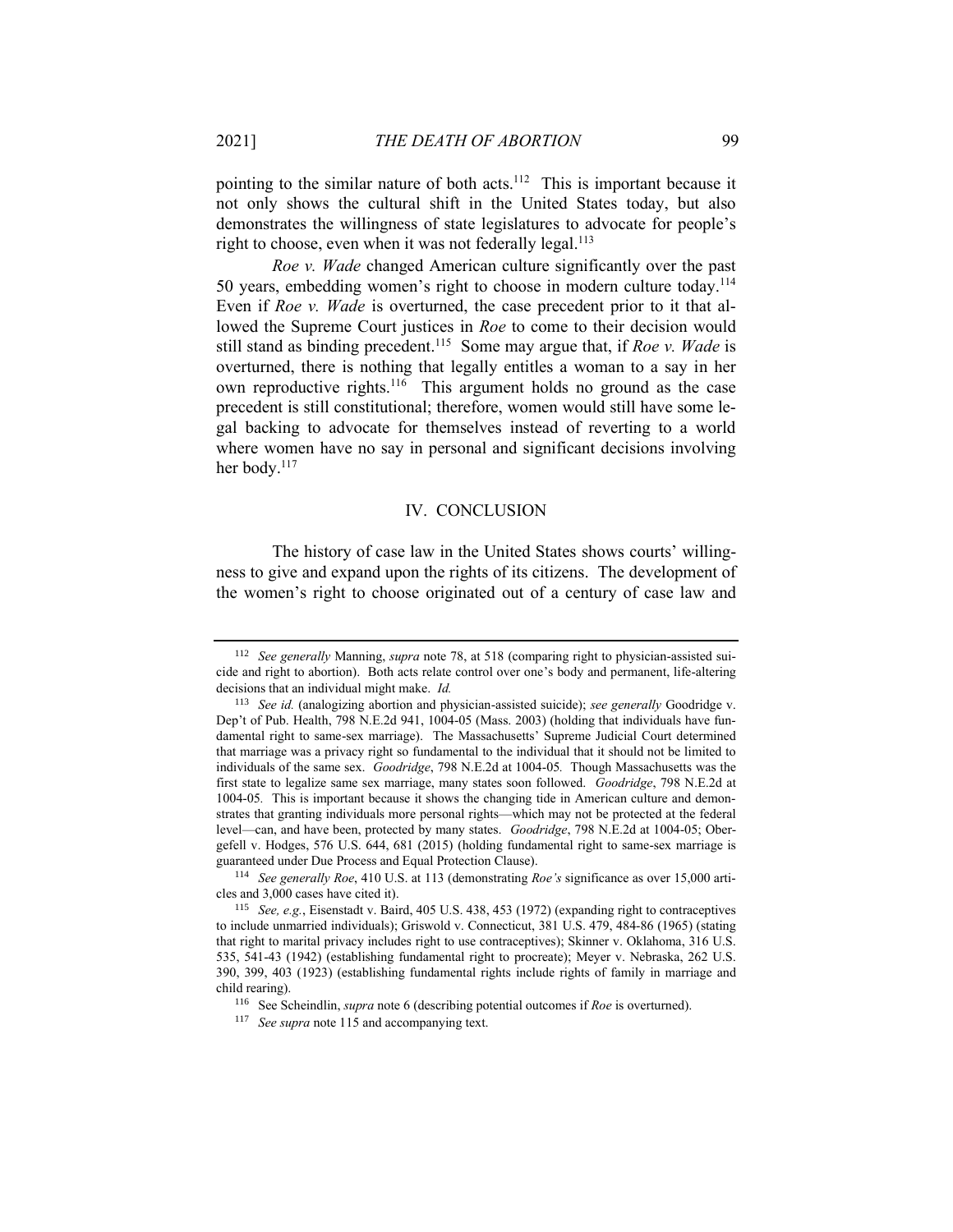pointing to the similar nature of both acts.[112] This is important because it not only shows the cultural shift in the United States today, but also demonstrates the willingness of state legislatures to advocate for people's right to choose, even when it was not federally legal.[113]

*Roe v. Wade* changed American culture significantly over the past 50 years, embedding women's right to choose in modern culture today.[114] Even if *Roe v. Wade* is overturned, the case precedent prior to it that allowed the Supreme Court justices in *Roe* to come to their decision would still stand as binding precedent.[115] Some may argue that, if *Roe v. Wade* is overturned, there is nothing that legally entitles a woman to a say in her own reproductive rights.[116] This argument holds no ground as the case precedent is still constitutional; therefore, women would still have some legal backing to advocate for themselves instead of reverting to a world where women have no say in personal and significant decisions involving her body.[117]

## IV. CONCLUSION

The history of case law in the United States shows courts' willingness to give and expand upon the rights of its citizens. The development of the women's right to choose originated out of a century of case law and

---

[112] *See generally* Manning, *supra* note 78, at 518 (comparing right to physician-assisted suicide and right to abortion). Both acts relate control over one's body and permanent, life-altering decisions that an individual might make. *Id.*

[113] *See id.* (analogizing abortion and physician-assisted suicide); *see generally* Goodridge v. Dep't of Pub. Health, 798 N.E.2d 941, 1004-05 (Mass. 2003) (holding that individuals have fundamental right to same-sex marriage). The Massachusetts' Supreme Judicial Court determined that marriage was a privacy right so fundamental to the individual that it should not be limited to individuals of the same sex. *Goodridge*, 798 N.E.2d at 1004-05. Though Massachusetts was the first state to legalize same sex marriage, many states soon followed. *Goodridge*, 798 N.E.2d at 1004-05. This is important because it shows the changing tide in American culture and demonstrates that granting individuals more personal rights—which may not be protected at the federal level—can, and have been, protected by many states. *Goodridge*, 798 N.E.2d at 1004-05; Obergefell v. Hodges, 576 U.S. 644, 681 (2015) (holding fundamental right to same-sex marriage is guaranteed under Due Process and Equal Protection Clause).

[114] *See generally Roe*, 410 U.S. at 113 (demonstrating *Roe's* significance as over 15,000 articles and 3,000 cases have cited it).

[115] *See, e.g.*, Eisenstadt v. Baird, 405 U.S. 438, 453 (1972) (expanding right to contraceptives to include unmarried individuals); Griswold v. Connecticut, 381 U.S. 479, 484-86 (1965) (stating that right to marital privacy includes right to use contraceptives); Skinner v. Oklahoma, 316 U.S. 535, 541-43 (1942) (establishing fundamental right to procreate); Meyer v. Nebraska, 262 U.S. 390, 399, 403 (1923) (establishing fundamental rights include rights of family in marriage and child rearing).

[116] See Scheindlin, *supra* note 6 (describing potential outcomes if *Roe* is overturned).

[117] *See supra* note 115 and accompanying text.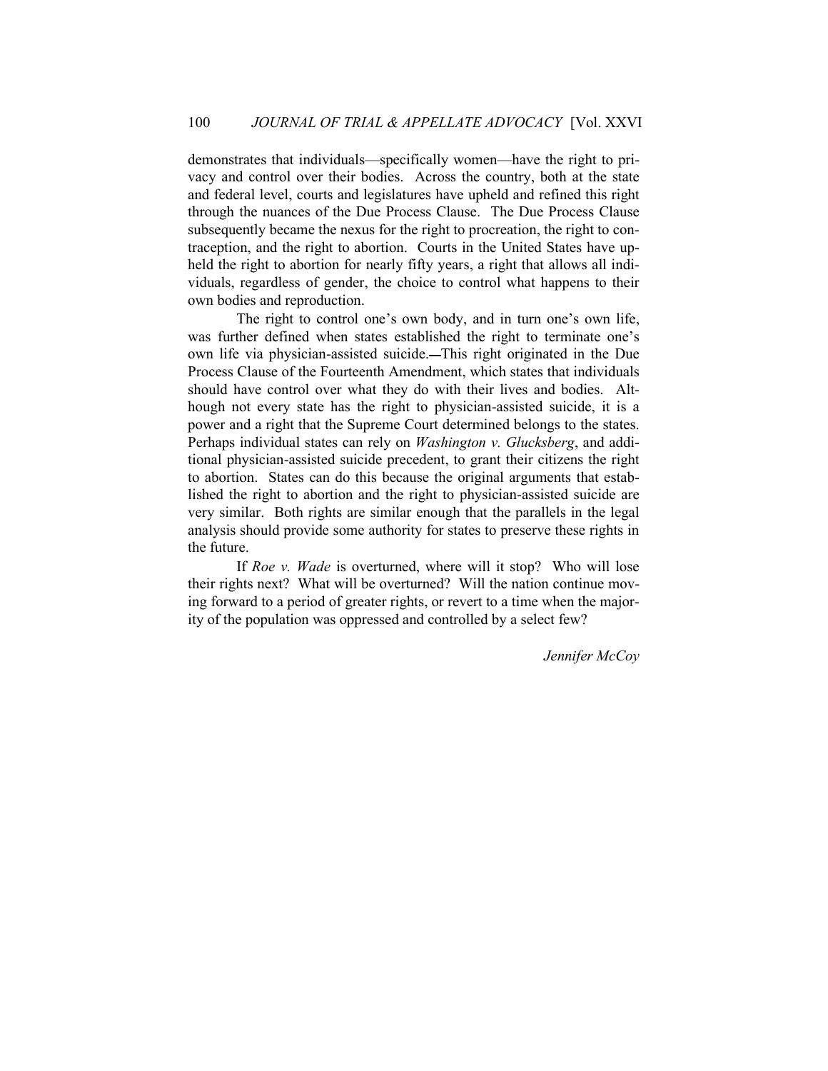demonstrates that individuals—specifically women—have the right to privacy and control over their bodies. Across the country, both at the state and federal level, courts and legislatures have upheld and refined this right through the nuances of the Due Process Clause. The Due Process Clause subsequently became the nexus for the right to procreation, the right to contraception, and the right to abortion. Courts in the United States have upheld the right to abortion for nearly fifty years, a right that allows all individuals, regardless of gender, the choice to control what happens to their own bodies and reproduction.

The right to control one's own body, and in turn one's own life, was further defined when states established the right to terminate one's own life via physician-assisted suicide. This right originated in the Due Process Clause of the Fourteenth Amendment, which states that individuals should have control over what they do with their lives and bodies. Although not every state has the right to physician-assisted suicide, it is a power and a right that the Supreme Court determined belongs to the states. Perhaps individual states can rely on *Washington v. Glucksberg*, and additional physician-assisted suicide precedent, to grant their citizens the right to abortion. States can do this because the original arguments that established the right to abortion and the right to physician-assisted suicide are very similar. Both rights are similar enough that the parallels in the legal analysis should provide some authority for states to preserve these rights in the future.

If *Roe v. Wade* is overturned, where will it stop? Who will lose their rights next? What will be overturned? Will the nation continue moving forward to a period of greater rights, or revert to a time when the majority of the population was oppressed and controlled by a select few?

*Jennifer McCoy*